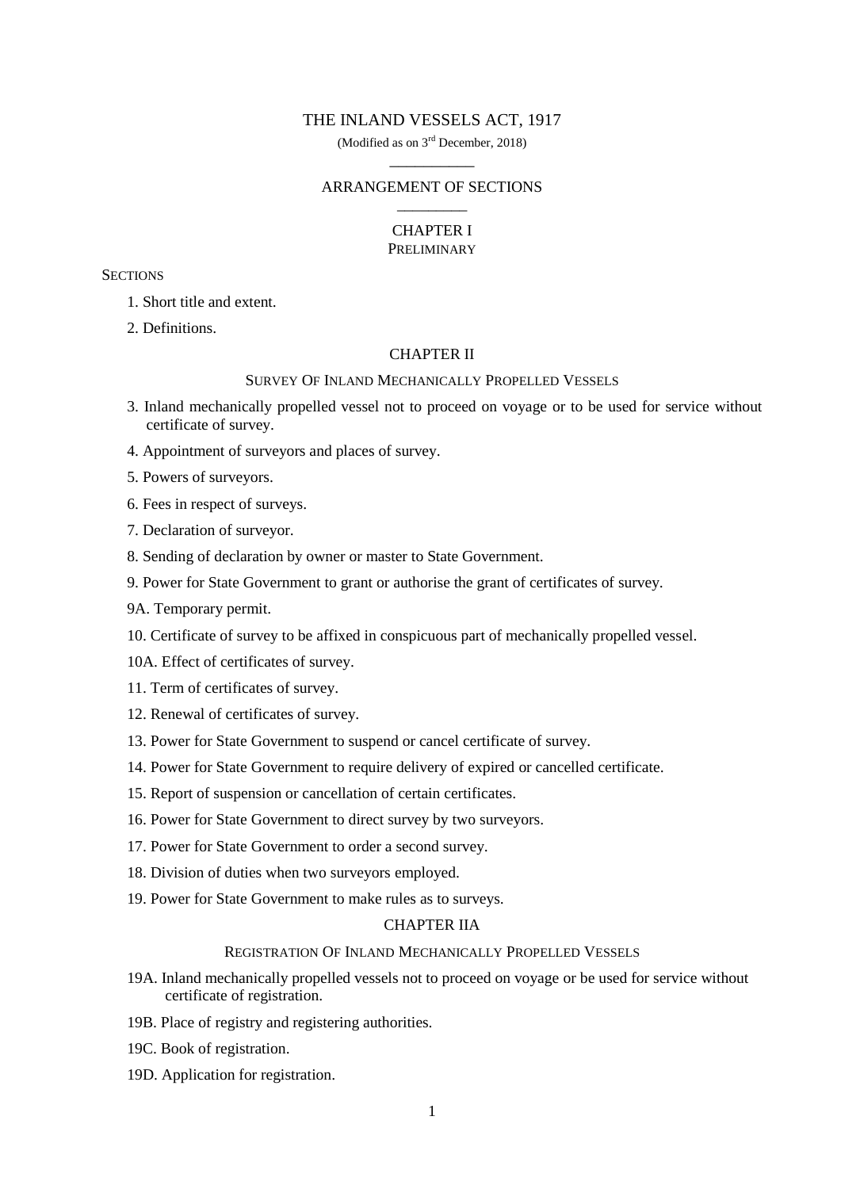# THE INLAND VESSELS ACT, 1917

(Modified as on 3rd December, 2018)

## ARRANGEMENT OF SECTIONS

## CHAPTER I
PRELIMINARY

SECTIONS

1. Short title and extent.

2. Definitions.

## CHAPTER II

SURVEY OF INLAND MECHANICALLY PROPELLED VESSELS

3. Inland mechanically propelled vessel not to proceed on voyage or to be used for service without certificate of survey.

4. Appointment of surveyors and places of survey.

5. Powers of surveyors.

6. Fees in respect of surveys.

7. Declaration of surveyor.

8. Sending of declaration by owner or master to State Government.

9. Power for State Government to grant or authorise the grant of certificates of survey.

9A. Temporary permit.

10. Certificate of survey to be affixed in conspicuous part of mechanically propelled vessel.

10A. Effect of certificates of survey.

11. Term of certificates of survey.

12. Renewal of certificates of survey.

13. Power for State Government to suspend or cancel certificate of survey.

14. Power for State Government to require delivery of expired or cancelled certificate.

15. Report of suspension or cancellation of certain certificates.

16. Power for State Government to direct survey by two surveyors.

17. Power for State Government to order a second survey.

18. Division of duties when two surveyors employed.

19. Power for State Government to make rules as to surveys.

## CHAPTER IIA

REGISTRATION OF INLAND MECHANICALLY PROPELLED VESSELS

19A. Inland mechanically propelled vessels not to proceed on voyage or be used for service without certificate of registration.

19B. Place of registry and registering authorities.

19C. Book of registration.

19D. Application for registration.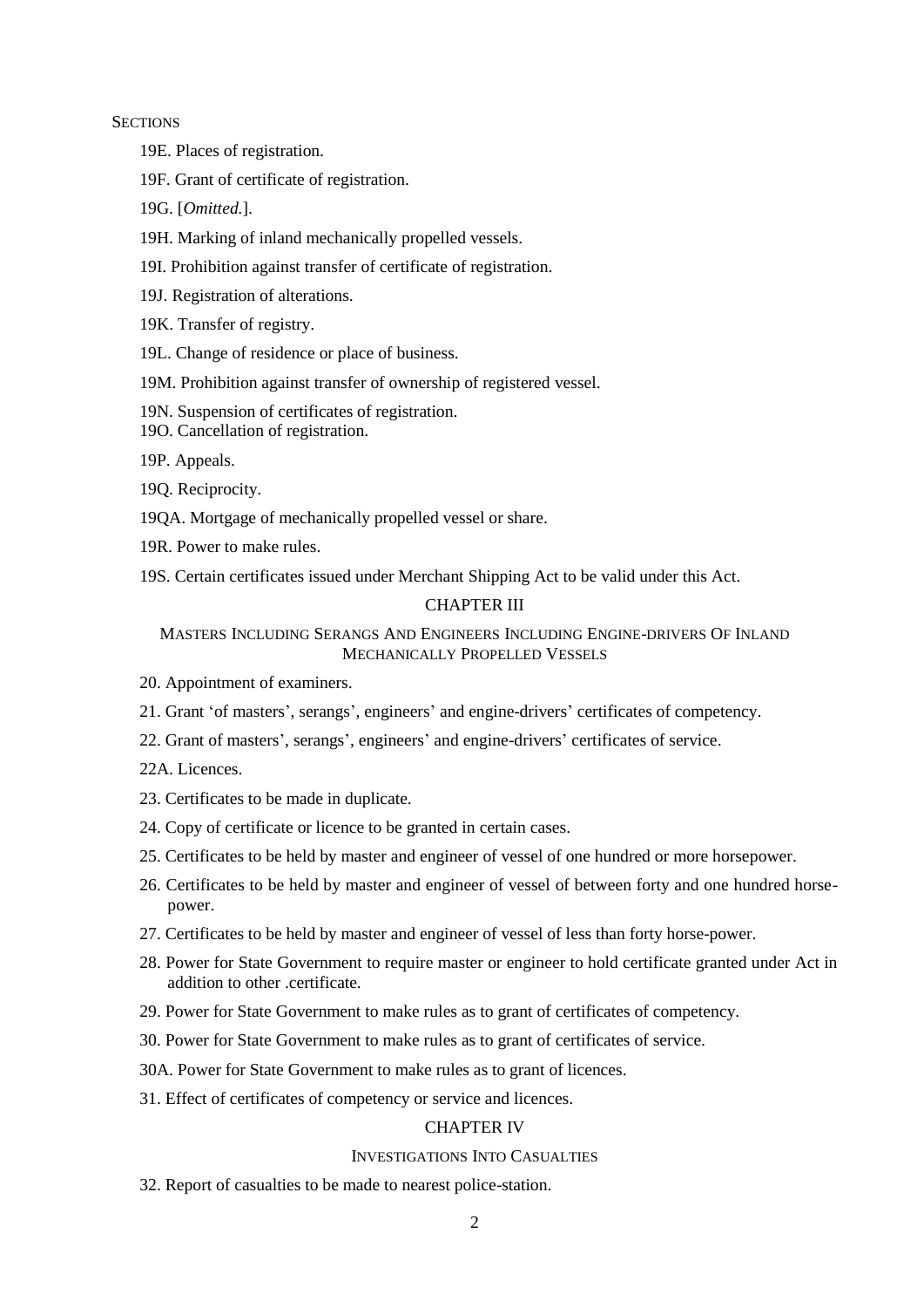SECTIONS

19E. Places of registration.

19F. Grant of certificate of registration.

19G. [*Omitted.*].

19H. Marking of inland mechanically propelled vessels.

19I. Prohibition against transfer of certificate of registration.

19J. Registration of alterations.

19K. Transfer of registry.

19L. Change of residence or place of business.

19M. Prohibition against transfer of ownership of registered vessel.

19N. Suspension of certificates of registration.

19O. Cancellation of registration.

19P. Appeals.

19Q. Reciprocity.

19QA. Mortgage of mechanically propelled vessel or share.

19R. Power to make rules.

19S. Certain certificates issued under Merchant Shipping Act to be valid under this Act.

## CHAPTER III

### MASTERS INCLUDING SERANGS AND ENGINEERS INCLUDING ENGINE-DRIVERS OF INLAND MECHANICALLY PROPELLED VESSELS

20. Appointment of examiners.

21. Grant 'of masters', serangs', engineers' and engine-drivers' certificates of competency.

22. Grant of masters', serangs', engineers' and engine-drivers' certificates of service.

22A. Licences.

23. Certificates to be made in duplicate.

24. Copy of certificate or licence to be granted in certain cases.

25. Certificates to be held by master and engineer of vessel of one hundred or more horsepower.

26. Certificates to be held by master and engineer of vessel of between forty and one hundred horse-power.

27. Certificates to be held by master and engineer of vessel of less than forty horse-power.

28. Power for State Government to require master or engineer to hold certificate granted under Act in addition to other .certificate.

29. Power for State Government to make rules as to grant of certificates of competency.

30. Power for State Government to make rules as to grant of certificates of service.

30A. Power for State Government to make rules as to grant of licences.

31. Effect of certificates of competency or service and licences.

## CHAPTER IV

### INVESTIGATIONS INTO CASUALTIES

32. Report of casualties to be made to nearest police-station.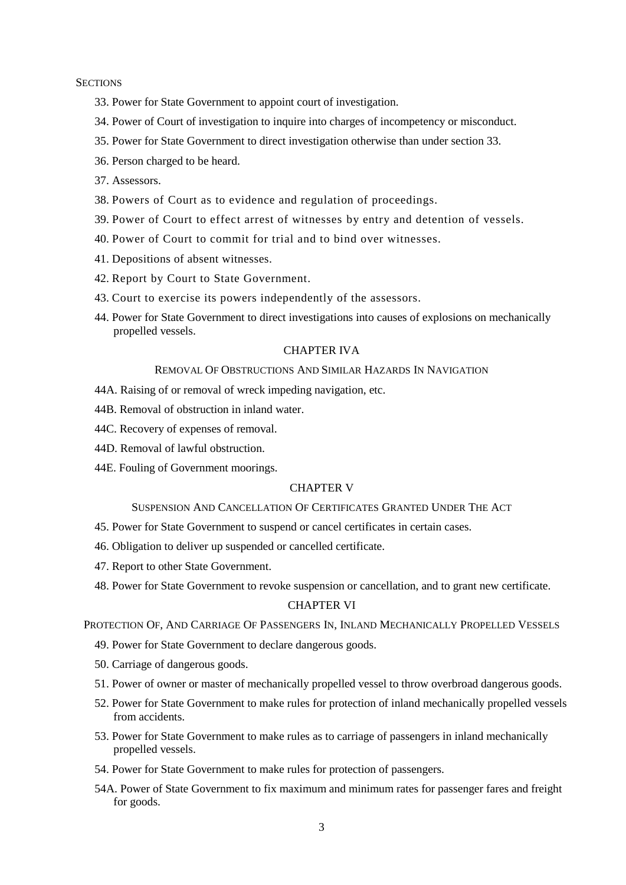SECTIONS

33. Power for State Government to appoint court of investigation.

34. Power of Court of investigation to inquire into charges of incompetency or misconduct.

35. Power for State Government to direct investigation otherwise than under section 33.

36. Person charged to be heard.

37. Assessors.

38. Powers of Court as to evidence and regulation of proceedings.

39. Power of Court to effect arrest of witnesses by entry and detention of vessels.

40. Power of Court to commit for trial and to bind over witnesses.

41. Depositions of absent witnesses.

42. Report by Court to State Government.

43. Court to exercise its powers independently of the assessors.

44. Power for State Government to direct investigations into causes of explosions on mechanically propelled vessels.

## CHAPTER IVA

### REMOVAL OF OBSTRUCTIONS AND SIMILAR HAZARDS IN NAVIGATION

44A. Raising of or removal of wreck impeding navigation, etc.

44B. Removal of obstruction in inland water.

44C. Recovery of expenses of removal.

44D. Removal of lawful obstruction.

44E. Fouling of Government moorings.

## CHAPTER V

### SUSPENSION AND CANCELLATION OF CERTIFICATES GRANTED UNDER THE ACT

45. Power for State Government to suspend or cancel certificates in certain cases.

46. Obligation to deliver up suspended or cancelled certificate.

47. Report to other State Government.

48. Power for State Government to revoke suspension or cancellation, and to grant new certificate.

## CHAPTER VI

### PROTECTION OF, AND CARRIAGE OF PASSENGERS IN, INLAND MECHANICALLY PROPELLED VESSELS

49. Power for State Government to declare dangerous goods.

50. Carriage of dangerous goods.

51. Power of owner or master of mechanically propelled vessel to throw overbroad dangerous goods.

52. Power for State Government to make rules for protection of inland mechanically propelled vessels from accidents.

53. Power for State Government to make rules as to carriage of passengers in inland mechanically propelled vessels.

54. Power for State Government to make rules for protection of passengers.

54A. Power of State Government to fix maximum and minimum rates for passenger fares and freight for goods.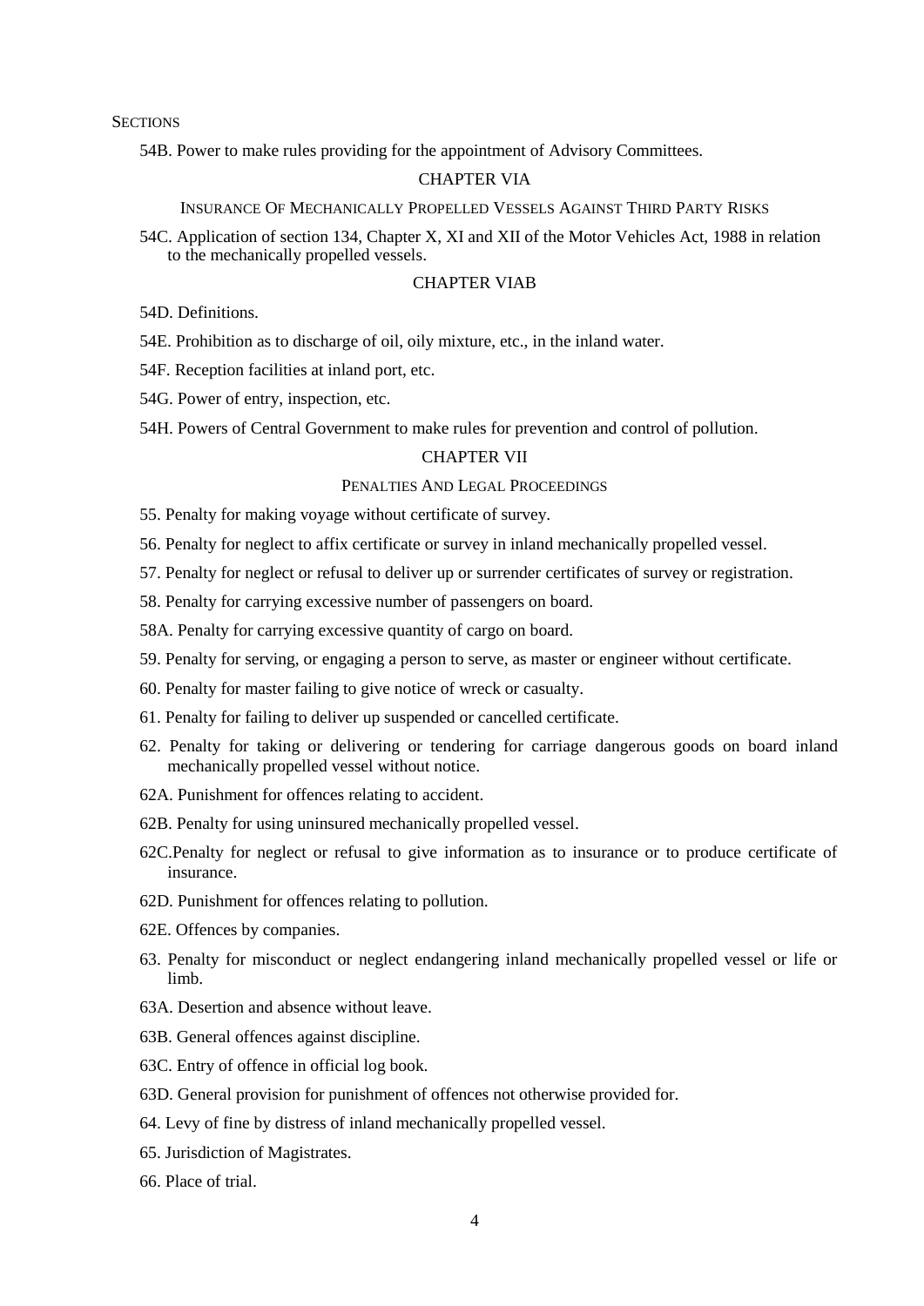SECTIONS

54B. Power to make rules providing for the appointment of Advisory Committees.

CHAPTER VIA

INSURANCE OF MECHANICALLY PROPELLED VESSELS AGAINST THIRD PARTY RISKS

54C. Application of section 134, Chapter X, XI and XII of the Motor Vehicles Act, 1988 in relation to the mechanically propelled vessels.

CHAPTER VIAB

54D. Definitions.

54E. Prohibition as to discharge of oil, oily mixture, etc., in the inland water.

54F. Reception facilities at inland port, etc.

54G. Power of entry, inspection, etc.

54H. Powers of Central Government to make rules for prevention and control of pollution.

CHAPTER VII

PENALTIES AND LEGAL PROCEEDINGS

55. Penalty for making voyage without certificate of survey.

56. Penalty for neglect to affix certificate or survey in inland mechanically propelled vessel.

57. Penalty for neglect or refusal to deliver up or surrender certificates of survey or registration.

58. Penalty for carrying excessive number of passengers on board.

58A. Penalty for carrying excessive quantity of cargo on board.

59. Penalty for serving, or engaging a person to serve, as master or engineer without certificate.

60. Penalty for master failing to give notice of wreck or casualty.

61. Penalty for failing to deliver up suspended or cancelled certificate.

62. Penalty for taking or delivering or tendering for carriage dangerous goods on board inland mechanically propelled vessel without notice.

62A. Punishment for offences relating to accident.

62B. Penalty for using uninsured mechanically propelled vessel.

62C.Penalty for neglect or refusal to give information as to insurance or to produce certificate of insurance.

62D. Punishment for offences relating to pollution.

62E. Offences by companies.

63. Penalty for misconduct or neglect endangering inland mechanically propelled vessel or life or limb.

63A. Desertion and absence without leave.

63B. General offences against discipline.

63C. Entry of offence in official log book.

63D. General provision for punishment of offences not otherwise provided for.

64. Levy of fine by distress of inland mechanically propelled vessel.

65. Jurisdiction of Magistrates.

66. Place of trial.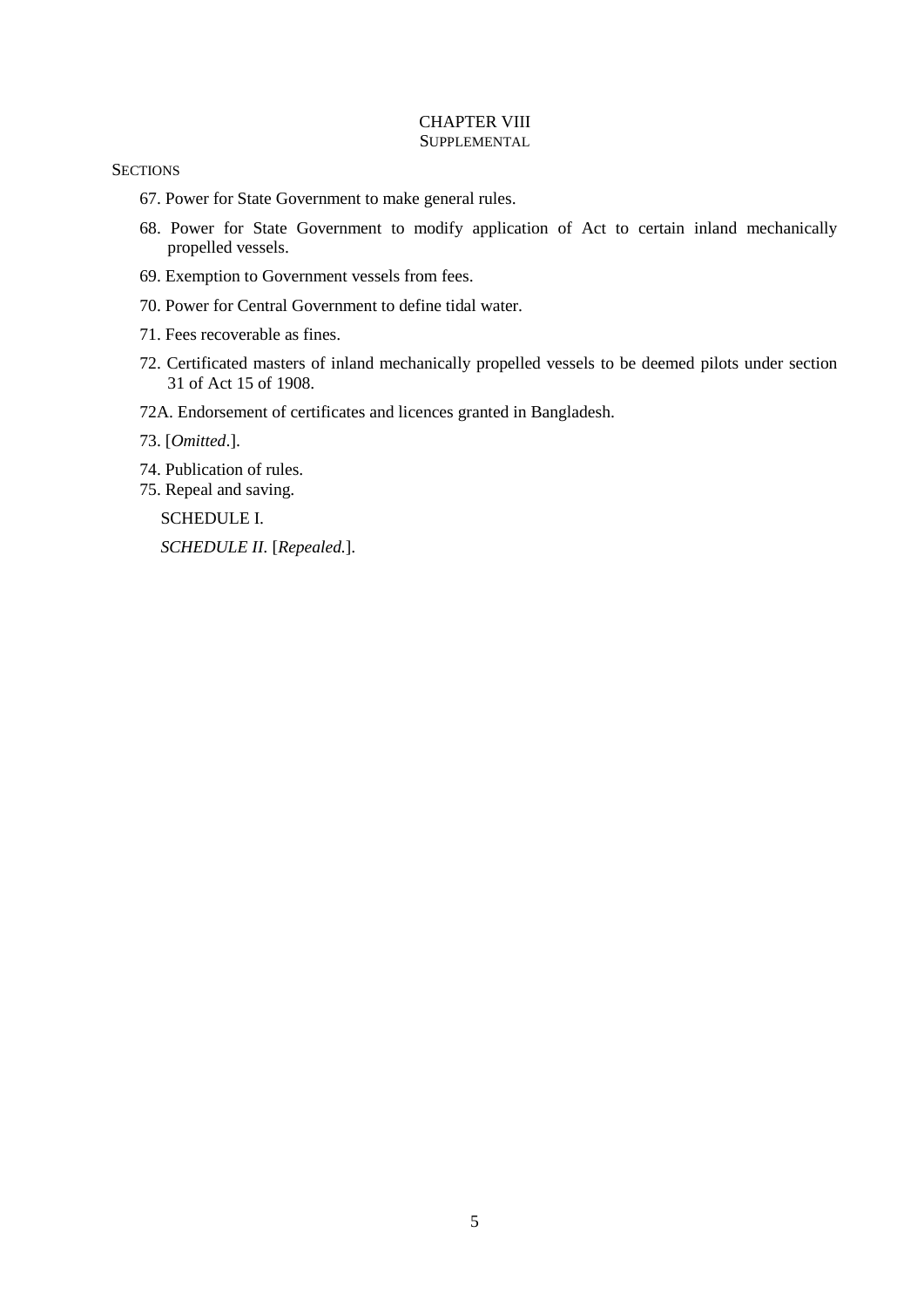## CHAPTER VIII
### SUPPLEMENTAL

SECTIONS

67. Power for State Government to make general rules.

68. Power for State Government to modify application of Act to certain inland mechanically propelled vessels.

69. Exemption to Government vessels from fees.

70. Power for Central Government to define tidal water.

71. Fees recoverable as fines.

72. Certificated masters of inland mechanically propelled vessels to be deemed pilots under section 31 of Act 15 of 1908.

72A. Endorsement of certificates and licences granted in Bangladesh.

73. [*Omitted*.].

74. Publication of rules.

75. Repeal and saving.

SCHEDULE I.

*SCHEDULE II.* [*Repealed.*].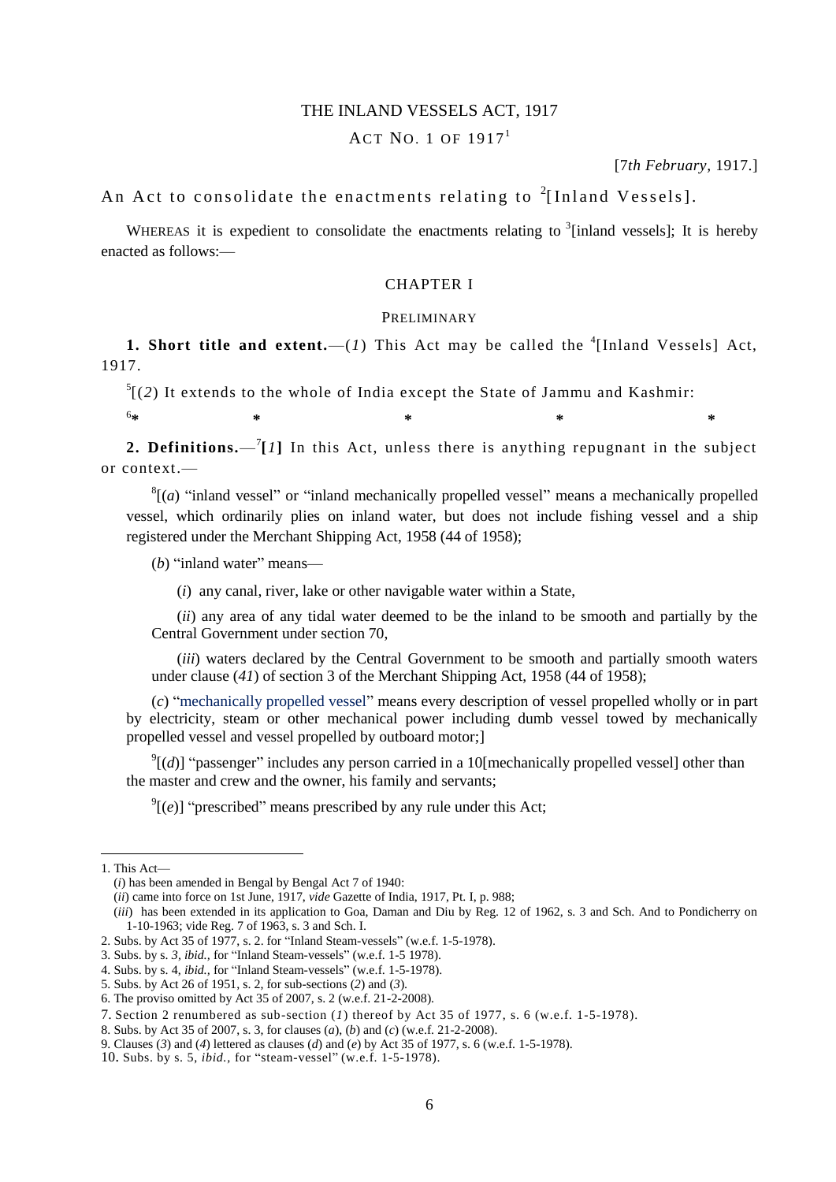# THE INLAND VESSELS ACT, 1917

ACT NO. 1 OF 1917[1]

[7*th February*, 1917.]

An Act to consolidate the enactments relating to [2][Inland Vessels].

WHEREAS it is expedient to consolidate the enactments relating to [3][inland vessels]; It is hereby enacted as follows:—

## CHAPTER I

### PRELIMINARY

**1. Short title and extent.**—(*1*) This Act may be called the [4][Inland Vessels] Act, 1917.

[5][(*2*) It extends to the whole of India except the State of Jammu and Kashmir:

[6]* * * * *

**2. Definitions.**—[7]**[*1*]** In this Act, unless there is anything repugnant in the subject or context.—

[8][(*a*) "inland vessel" or "inland mechanically propelled vessel" means a mechanically propelled vessel, which ordinarily plies on inland water, but does not include fishing vessel and a ship registered under the Merchant Shipping Act, 1958 (44 of 1958);

(*b*) "inland water" means—

(*i*) any canal, river, lake or other navigable water within a State,

(*ii*) any area of any tidal water deemed to be the inland to be smooth and partially by the Central Government under section 70,

(*iii*) waters declared by the Central Government to be smooth and partially smooth waters under clause (*41*) of section 3 of the Merchant Shipping Act, 1958 (44 of 1958);

(*c*) "mechanically propelled vessel" means every description of vessel propelled wholly or in part by electricity, steam or other mechanical power including dumb vessel towed by mechanically propelled vessel and vessel propelled by outboard motor;]

[9][(*d*)] "passenger" includes any person carried in a 10[mechanically propelled vessel] other than the master and crew and the owner, his family and servants;

[9][(*e*)] "prescribed" means prescribed by any rule under this Act;

---

1. This Act—
   (*i*) has been amended in Bengal by Bengal Act 7 of 1940:
   (*ii*) came into force on 1st June, 1917, *vide* Gazette of India, 1917, Pt. I, p. 988;
   (*iii*) has been extended in its application to Goa, Daman and Diu by Reg. 12 of 1962, s. 3 and Sch. And to Pondicherry on 1-10-1963; vide Reg. 7 of 1963, s. 3 and Sch. I.
2. Subs. by Act 35 of 1977, s. 2. for "Inland Steam-vessels" (w.e.f. 1-5-1978).
3. Subs. by s. *3*, *ibid.*, for "Inland Steam-vessels" (w.e.f. 1-5 1978).
4. Subs. by s. 4, *ibid.*, for "Inland Steam-vessels" (w.e.f. 1-5-1978).
5. Subs. by Act 26 of 1951, s. 2, for sub-sections (*2*) and (*3*).
6. The proviso omitted by Act 35 of 2007, s. 2 (w.e.f. 21-2-2008).
7. Section 2 renumbered as sub-section (*1*) thereof by Act 35 of 1977, s. 6 (w.e.f. 1-5-1978).
8. Subs. by Act 35 of 2007, s. 3, for clauses (*a*), (*b*) and (*c*) (w.e.f. 21-2-2008).
9. Clauses (*3*) and (*4*) lettered as clauses (*d*) and (*e*) by Act 35 of 1977, s. 6 (w.e.f. 1-5-1978).
10. Subs. by s. 5, *ibid.*, for "steam-vessel" (w.e.f. 1-5-1978).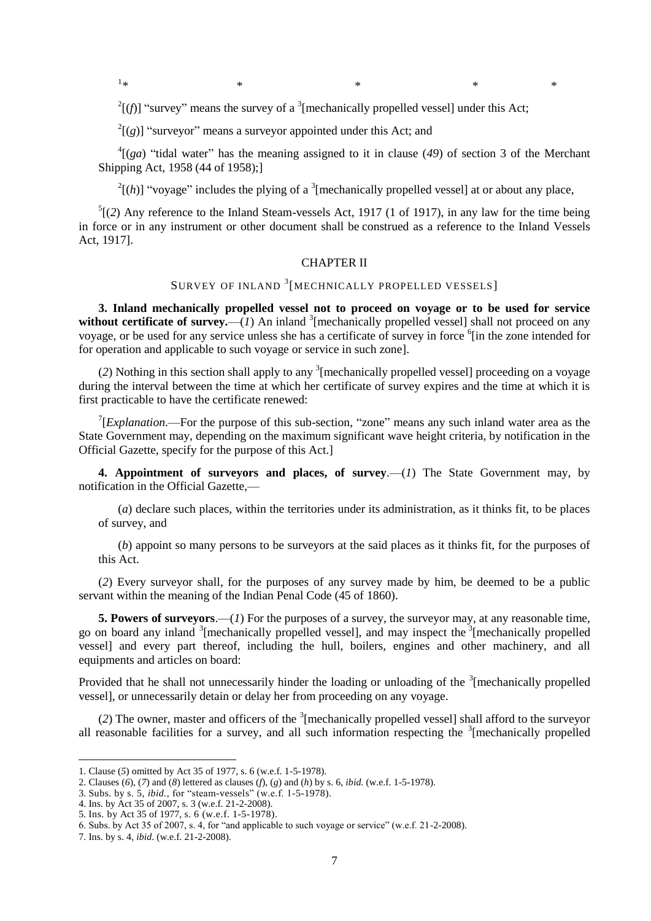[1]* * * * *

[2][(*f*)] "survey" means the survey of a [3][mechanically propelled vessel] under this Act;

[2][(*g*)] "surveyor" means a surveyor appointed under this Act; and

[4][(*ga*) "tidal water" has the meaning assigned to it in clause (*49*) of section 3 of the Merchant Shipping Act, 1958 (44 of 1958);]

[2][(*h*)] "voyage" includes the plying of a [3][mechanically propelled vessel] at or about any place,

[5][(*2*) Any reference to the Inland Steam-vessels Act, 1917 (1 of 1917), in any law for the time being in force or in any instrument or other document shall be construed as a reference to the Inland Vessels Act, 1917].

## CHAPTER II

## SURVEY OF INLAND [3][MECHNICALLY PROPELLED VESSELS]

**3. Inland mechanically propelled vessel not to proceed on voyage or to be used for service without certificate of survey.**—(*1*) An inland [3][mechanically propelled vessel] shall not proceed on any voyage, or be used for any service unless she has a certificate of survey in force [6][in the zone intended for for operation and applicable to such voyage or service in such zone].

(*2*) Nothing in this section shall apply to any [3][mechanically propelled vessel] proceeding on a voyage during the interval between the time at which her certificate of survey expires and the time at which it is first practicable to have the certificate renewed:

[7][*Explanation*.—For the purpose of this sub-section, "zone" means any such inland water area as the State Government may, depending on the maximum significant wave height criteria, by notification in the Official Gazette, specify for the purpose of this Act.]

**4. Appointment of surveyors and places, of survey**.—(*1*) The State Government may, by notification in the Official Gazette,—

(*a*) declare such places, within the territories under its administration, as it thinks fit, to be places of survey, and

(*b*) appoint so many persons to be surveyors at the said places as it thinks fit, for the purposes of this Act.

(*2*) Every surveyor shall, for the purposes of any survey made by him, be deemed to be a public servant within the meaning of the Indian Penal Code (45 of 1860).

**5. Powers of surveyors**.—(*1*) For the purposes of a survey, the surveyor may, at any reasonable time, go on board any inland [3][mechanically propelled vessel], and may inspect the [3][mechanically propelled vessel] and every part thereof, including the hull, boilers, engines and other machinery, and all equipments and articles on board:

Provided that he shall not unnecessarily hinder the loading or unloading of the [3][mechanically propelled vessel], or unnecessarily detain or delay her from proceeding on any voyage.

(*2*) The owner, master and officers of the [3][mechanically propelled vessel] shall afford to the surveyor all reasonable facilities for a survey, and all such information respecting the [3][mechanically propelled

---

1. Clause (*5*) omitted by Act 35 of 1977, s. 6 (w.e.f. 1-5-1978).
2. Clauses (*6*), (*7*) and (*8*) lettered as clauses (*f*), (*g*) and (*h*) by s. 6, *ibid.* (w.e.f. 1-5-1978).
3. Subs. by s. 5, *ibid.*, for "steam-vessels" (w.e.f. 1-5-1978).
4. Ins. by Act 35 of 2007, s. 3 (w.e.f. 21-2-2008).
5. Ins. by Act 35 of 1977, s. 6 (w.e.f. 1-5-1978).
6. Subs. by Act 35 of 2007, s. 4, for "and applicable to such voyage or service" (w.e.f. 21-2-2008).
7. Ins. by s. 4, *ibid*. (w.e.f. 21-2-2008).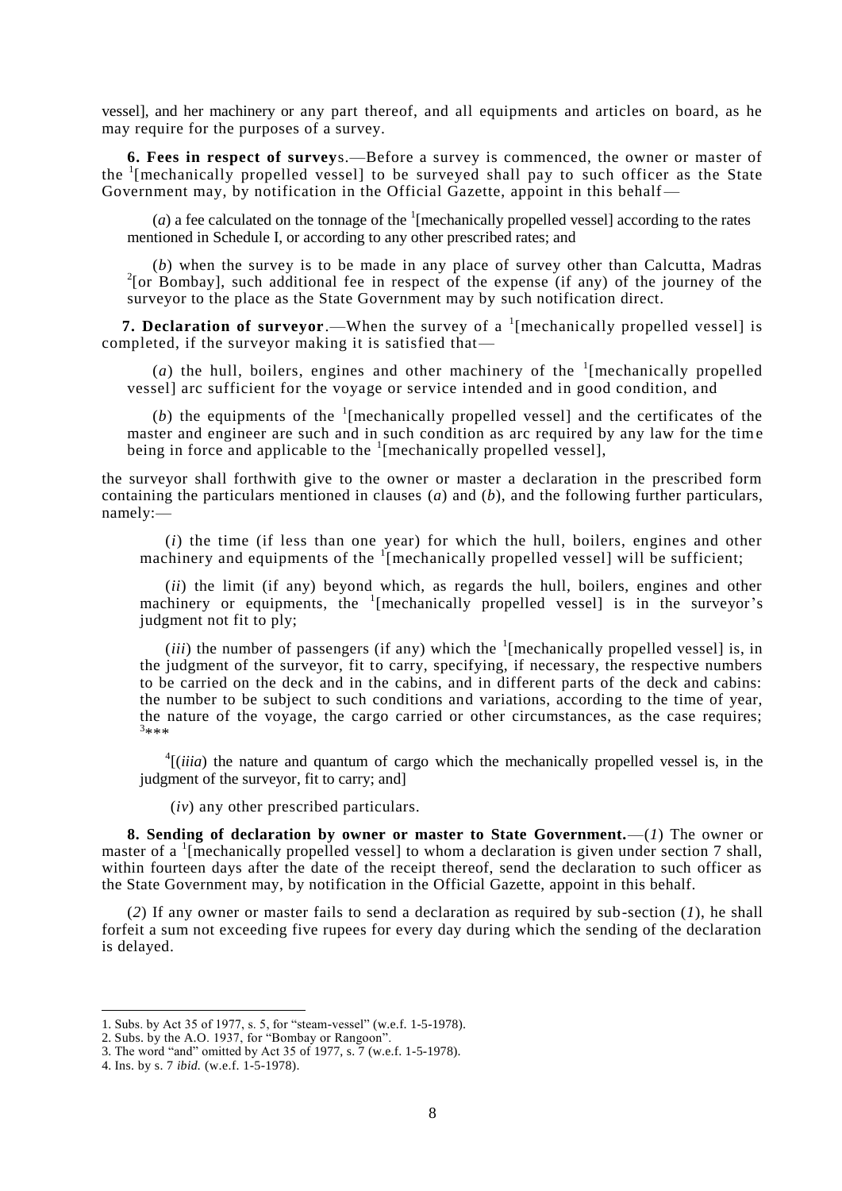vessel], and her machinery or any part thereof, and all equipments and articles on board, as he may require for the purposes of a survey.

**6. Fees in respect of surveys.**—Before a survey is commenced, the owner or master of the [1][mechanically propelled vessel] to be surveyed shall pay to such officer as the State Government may, by notification in the Official Gazette, appoint in this behalf—

(*a*) a fee calculated on the tonnage of the [1][mechanically propelled vessel] according to the rates mentioned in Schedule I, or according to any other prescribed rates; and

(*b*) when the survey is to be made in any place of survey other than Calcutta, Madras [2][or Bombay], such additional fee in respect of the expense (if any) of the journey of the surveyor to the place as the State Government may by such notification direct.

**7. Declaration of surveyor.**—When the survey of a [1][mechanically propelled vessel] is completed, if the surveyor making it is satisfied that—

(*a*) the hull, boilers, engines and other machinery of the [1][mechanically propelled vessel] arc sufficient for the voyage or service intended and in good condition, and

(*b*) the equipments of the [1][mechanically propelled vessel] and the certificates of the master and engineer are such and in such condition as arc required by any law for the time being in force and applicable to the [1][mechanically propelled vessel],

the surveyor shall forthwith give to the owner or master a declaration in the prescribed form containing the particulars mentioned in clauses (*a*) and (*b*), and the following further particulars, namely:—

(*i*) the time (if less than one year) for which the hull, boilers, engines and other machinery and equipments of the [1][mechanically propelled vessel] will be sufficient;

(*ii*) the limit (if any) beyond which, as regards the hull, boilers, engines and other machinery or equipments, the [1][mechanically propelled vessel] is in the surveyor's judgment not fit to ply;

(*iii*) the number of passengers (if any) which the [1][mechanically propelled vessel] is, in the judgment of the surveyor, fit to carry, specifying, if necessary, the respective numbers to be carried on the deck and in the cabins, and in different parts of the deck and cabins: the number to be subject to such conditions and variations, according to the time of year, the nature of the voyage, the cargo carried or other circumstances, as the case requires; [3]\*\*\*

[4][(*iiia*) the nature and quantum of cargo which the mechanically propelled vessel is, in the judgment of the surveyor, fit to carry; and]

(*iv*) any other prescribed particulars.

**8. Sending of declaration by owner or master to State Government.**—(*1*) The owner or master of a [1][mechanically propelled vessel] to whom a declaration is given under section 7 shall, within fourteen days after the date of the receipt thereof, send the declaration to such officer as the State Government may, by notification in the Official Gazette, appoint in this behalf.

(*2*) If any owner or master fails to send a declaration as required by sub-section (*1*), he shall forfeit a sum not exceeding five rupees for every day during which the sending of the declaration is delayed.

---

1. Subs. by Act 35 of 1977, s. 5, for "steam-vessel" (w.e.f. 1-5-1978).
2. Subs. by the A.O. 1937, for "Bombay or Rangoon".
3. The word "and" omitted by Act 35 of 1977, s. 7 (w.e.f. 1-5-1978).
4. Ins. by s. 7 *ibid.* (w.e.f. 1-5-1978).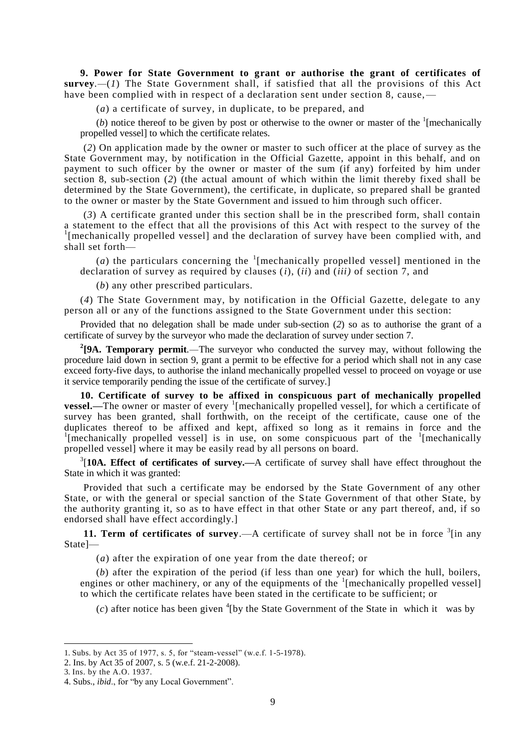**9. Power for State Government to grant or authorise the grant of certificates of survey**.—(*1*) The State Government shall, if satisfied that all the provisions of this Act have been complied with in respect of a declaration sent under section 8, cause,—

(*a*) a certificate of survey, in duplicate, to be prepared, and

(*b*) notice thereof to be given by post or otherwise to the owner or master of the [1][mechanically propelled vessel] to which the certificate relates.

(*2*) On application made by the owner or master to such officer at the place of survey as the State Government may, by notification in the Official Gazette, appoint in this behalf, and on payment to such officer by the owner or master of the sum (if any) forfeited by him under section 8, sub-section (*2*) (the actual amount of which within the limit thereby fixed shall be determined by the State Government), the certificate, in duplicate, so prepared shall be granted to the owner or master by the State Government and issued to him through such officer.

(*3*) A certificate granted under this section shall be in the prescribed form, shall contain a statement to the effect that all the provisions of this Act with respect to the survey of the [1][mechanically propelled vessel] and the declaration of survey have been complied with, and shall set forth—

(*a*) the particulars concerning the [1][mechanically propelled vessel] mentioned in the declaration of survey as required by clauses (*i*), (*ii*) and (*iii)* of section 7, and

(*b*) any other prescribed particulars.

(*4*) The State Government may, by notification in the Official Gazette, delegate to any person all or any of the functions assigned to the State Government under this section:

Provided that no delegation shall be made under sub-section (*2*) so as to authorise the grant of a certificate of survey by the surveyor who made the declaration of survey under section 7.

[2]**[9A. Temporary permit**.—The surveyor who conducted the survey may, without following the procedure laid down in section 9, grant a permit to be effective for a period which shall not in any case exceed forty-five days, to authorise the inland mechanically propelled vessel to proceed on voyage or use it service temporarily pending the issue of the certificate of survey.]

**10. Certificate of survey to be affixed in conspicuous part of mechanically propelled vessel.—**The owner or master of every [1][mechanically propelled vessel], for which a certificate of survey has been granted, shall forthwith, on the receipt of the certificate, cause one of the duplicates thereof to be affixed and kept, affixed so long as it remains in force and the [1][mechanically propelled vessel] is in use, on some conspicuous part of the [1][mechanically propelled vessel] where it may be easily read by all persons on board.

[3][**10A. Effect of certificates of survey.—**A certificate of survey shall have effect throughout the State in which it was granted:

Provided that such a certificate may be endorsed by the State Government of any other State, or with the general or special sanction of the State Government of that other State, by the authority granting it, so as to have effect in that other State or any part thereof, and, if so endorsed shall have effect accordingly.]

**11. Term of certificates of survey**.—A certificate of survey shall not be in force [3][in any State]—

(*a*) after the expiration of one year from the date thereof; or

(*b*) after the expiration of the period (if less than one year) for which the hull, boilers, engines or other machinery, or any of the equipments of the [1][mechanically propelled vessel] to which the certificate relates have been stated in the certificate to be sufficient; or

(*c*) after notice has been given [4][by the State Government of the State in which it was by

---

1. Subs. by Act 35 of 1977, s. 5, for "steam-vessel" (w.e.f. 1-5-1978).
2. Ins. by Act 35 of 2007, s. 5 (w.e.f. 21-2-2008).
3. Ins. by the A.O. 1937.
4. Subs., *ibid*., for "by any Local Government".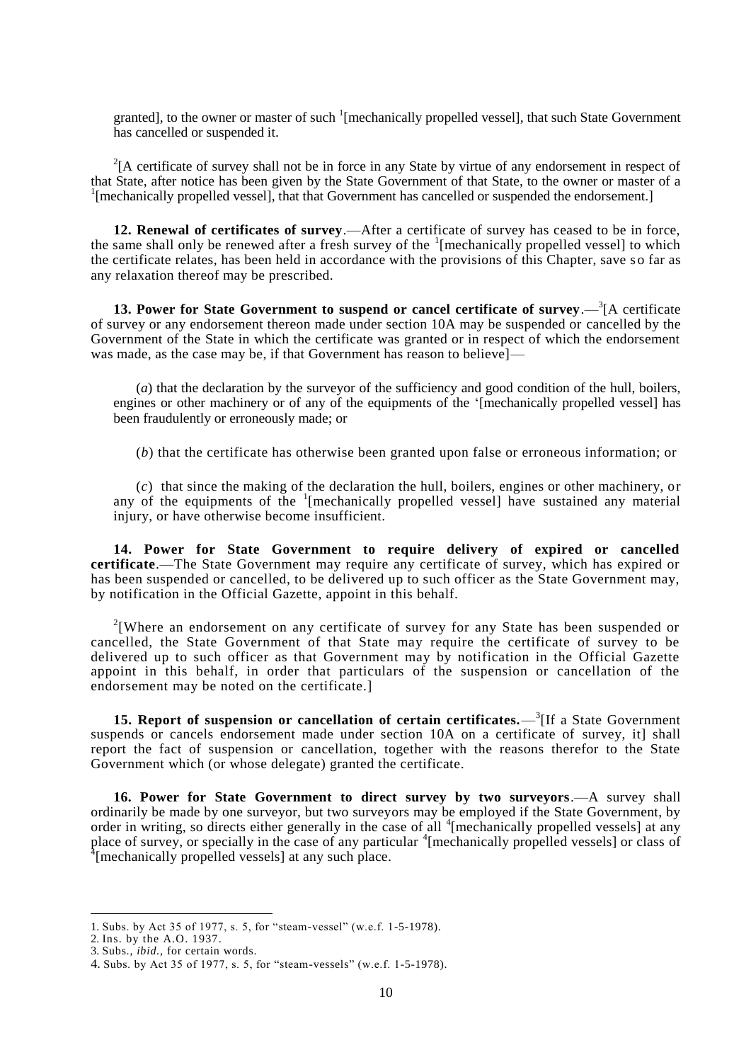granted], to the owner or master of such [1][mechanically propelled vessel], that such State Government has cancelled or suspended it.

[2][A certificate of survey shall not be in force in any State by virtue of any endorsement in respect of that State, after notice has been given by the State Government of that State, to the owner or master of a [1][mechanically propelled vessel], that that Government has cancelled or suspended the endorsement.]

**12. Renewal of certificates of survey**.—After a certificate of survey has ceased to be in force, the same shall only be renewed after a fresh survey of the [1][mechanically propelled vessel] to which the certificate relates, has been held in accordance with the provisions of this Chapter, save so far as any relaxation thereof may be prescribed.

**13. Power for State Government to suspend or cancel certificate of survey**.—[3][A certificate of survey or any endorsement thereon made under section 10A may be suspended or cancelled by the Government of the State in which the certificate was granted or in respect of which the endorsement was made, as the case may be, if that Government has reason to believe]—

(*a*) that the declaration by the surveyor of the sufficiency and good condition of the hull, boilers, engines or other machinery or of any of the equipments of the '[mechanically propelled vessel] has been fraudulently or erroneously made; or

(*b*) that the certificate has otherwise been granted upon false or erroneous information; or

(*c*) that since the making of the declaration the hull, boilers, engines or other machinery, or any of the equipments of the [1][mechanically propelled vessel] have sustained any material injury, or have otherwise become insufficient.

**14. Power for State Government to require delivery of expired or cancelled certificate**.—The State Government may require any certificate of survey, which has expired or has been suspended or cancelled, to be delivered up to such officer as the State Government may, by notification in the Official Gazette, appoint in this behalf.

[2][Where an endorsement on any certificate of survey for any State has been suspended or cancelled, the State Government of that State may require the certificate of survey to be delivered up to such officer as that Government may by notification in the Official Gazette appoint in this behalf, in order that particulars of the suspension or cancellation of the endorsement may be noted on the certificate.]

**15. Report of suspension or cancellation of certain certificates.**—[3][If a State Government suspends or cancels endorsement made under section 10A on a certificate of survey, it] shall report the fact of suspension or cancellation, together with the reasons therefor to the State Government which (or whose delegate) granted the certificate.

**16. Power for State Government to direct survey by two surveyors**.—A survey shall ordinarily be made by one surveyor, but two surveyors may be employed if the State Government, by order in writing, so directs either generally in the case of all [4][mechanically propelled vessels] at any place of survey, or specially in the case of any particular [4][mechanically propelled vessels] or class of [4][mechanically propelled vessels] at any such place.

---

1. Subs. by Act 35 of 1977, s. 5, for "steam-vessel" (w.e.f. 1-5-1978).
2. Ins. by the A.O. 1937.
3. Subs., *ibid.*, for certain words.
4. Subs. by Act 35 of 1977, s. 5, for "steam-vessels" (w.e.f. 1-5-1978).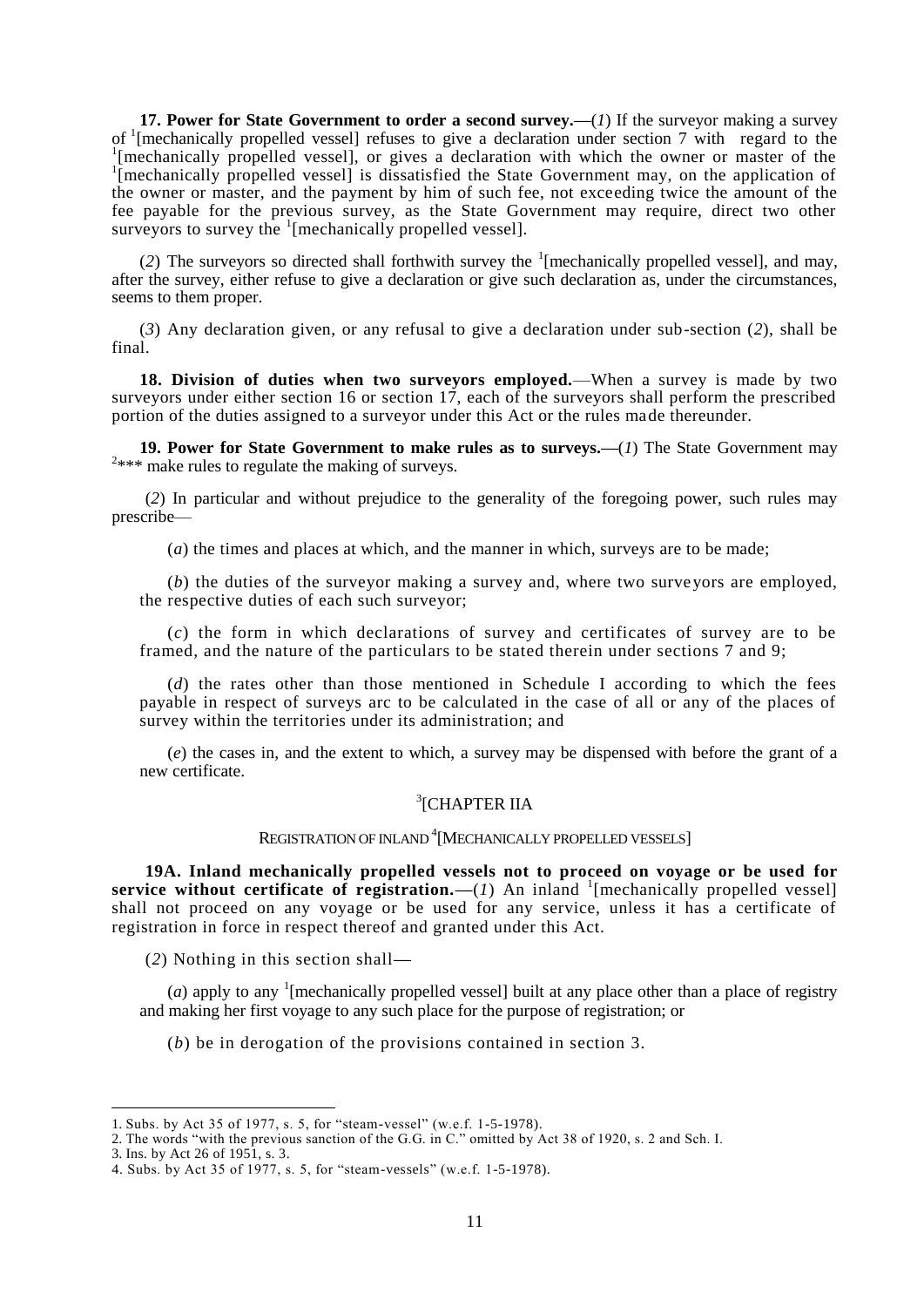**17. Power for State Government to order a second survey.—**(*1*) If the surveyor making a survey of [1][mechanically propelled vessel] refuses to give a declaration under section 7 with regard to the [1][mechanically propelled vessel], or gives a declaration with which the owner or master of the [1][mechanically propelled vessel] is dissatisfied the State Government may, on the application of the owner or master, and the payment by him of such fee, not exceeding twice the amount of the fee payable for the previous survey, as the State Government may require, direct two other surveyors to survey the [1][mechanically propelled vessel].

(*2*) The surveyors so directed shall forthwith survey the [1][mechanically propelled vessel], and may, after the survey, either refuse to give a declaration or give such declaration as, under the circumstances, seems to them proper.

(*3*) Any declaration given, or any refusal to give a declaration under sub-section (*2*), shall be final.

**18. Division of duties when two surveyors employed.**—When a survey is made by two surveyors under either section 16 or section 17, each of the surveyors shall perform the prescribed portion of the duties assigned to a surveyor under this Act or the rules made thereunder.

**19. Power for State Government to make rules as to surveys.—**(*1*) The State Government may [2]*** make rules to regulate the making of surveys.

(*2*) In particular and without prejudice to the generality of the foregoing power, such rules may prescribe—

(*a*) the times and places at which, and the manner in which, surveys are to be made;

(*b*) the duties of the surveyor making a survey and, where two surveyors are employed, the respective duties of each such surveyor;

(*c*) the form in which declarations of survey and certificates of survey are to be framed, and the nature of the particulars to be stated therein under sections 7 and 9;

(*d*) the rates other than those mentioned in Schedule I according to which the fees payable in respect of surveys arc to be calculated in the case of all or any of the places of survey within the territories under its administration; and

(*e*) the cases in, and the extent to which, a survey may be dispensed with before the grant of a new certificate.

## [3][CHAPTER IIA

### REGISTRATION OF INLAND [4][MECHANICALLY PROPELLED VESSELS]

**19A. Inland mechanically propelled vessels not to proceed on voyage or be used for service without certificate of registration.—**(*1*) An inland [1][mechanically propelled vessel] shall not proceed on any voyage or be used for any service, unless it has a certificate of registration in force in respect thereof and granted under this Act.

(*2*) Nothing in this section shall—

(*a*) apply to any [1][mechanically propelled vessel] built at any place other than a place of registry and making her first voyage to any such place for the purpose of registration; or

(*b*) be in derogation of the provisions contained in section 3.

---

1. Subs. by Act 35 of 1977, s. 5, for "steam-vessel" (w.e.f. 1-5-1978).
2. The words "with the previous sanction of the G.G. in C." omitted by Act 38 of 1920, s. 2 and Sch. I.
3. Ins. by Act 26 of 1951, s. 3.
4. Subs. by Act 35 of 1977, s. 5, for "steam-vessels" (w.e.f. 1-5-1978).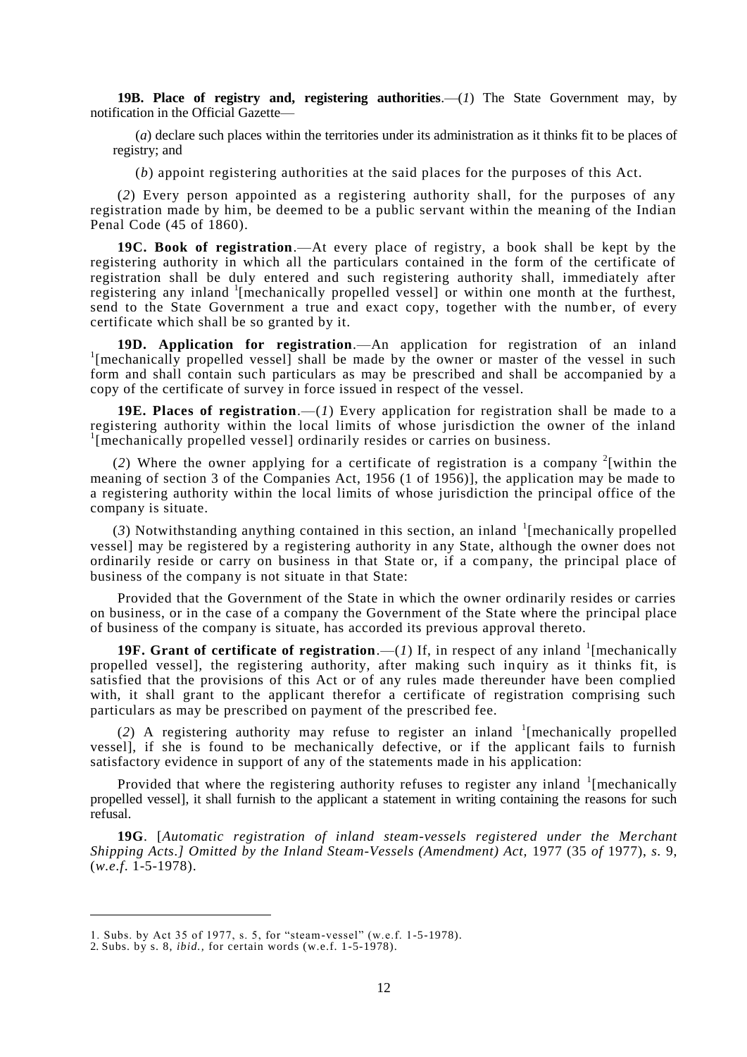**19B. Place of registry and, registering authorities**.—(*1*) The State Government may, by notification in the Official Gazette—

(*a*) declare such places within the territories under its administration as it thinks fit to be places of registry; and

(*b*) appoint registering authorities at the said places for the purposes of this Act.

(*2*) Every person appointed as a registering authority shall, for the purposes of any registration made by him, be deemed to be a public servant within the meaning of the Indian Penal Code (45 of 1860).

**19C. Book of registration**.—At every place of registry, a book shall be kept by the registering authority in which all the particulars contained in the form of the certificate of registration shall be duly entered and such registering authority shall, immediately after registering any inland [1][mechanically propelled vessel] or within one month at the furthest, send to the State Government a true and exact copy, together with the number, of every certificate which shall be so granted by it.

**19D. Application for registration**.—An application for registration of an inland [1][mechanically propelled vessel] shall be made by the owner or master of the vessel in such form and shall contain such particulars as may be prescribed and shall be accompanied by a copy of the certificate of survey in force issued in respect of the vessel.

**19E. Places of registration**.—(*1*) Every application for registration shall be made to a registering authority within the local limits of whose jurisdiction the owner of the inland [1][mechanically propelled vessel] ordinarily resides or carries on business.

(*2*) Where the owner applying for a certificate of registration is a company [2][within the meaning of section 3 of the Companies Act, 1956 (1 of 1956)], the application may be made to a registering authority within the local limits of whose jurisdiction the principal office of the company is situate.

(*3*) Notwithstanding anything contained in this section, an inland [1][mechanically propelled vessel] may be registered by a registering authority in any State, although the owner does not ordinarily reside or carry on business in that State or, if a company, the principal place of business of the company is not situate in that State:

Provided that the Government of the State in which the owner ordinarily resides or carries on business, or in the case of a company the Government of the State where the principal place of business of the company is situate, has accorded its previous approval thereto.

**19F. Grant of certificate of registration**.—(*1*) If, in respect of any inland [1][mechanically propelled vessel], the registering authority, after making such inquiry as it thinks fit, is satisfied that the provisions of this Act or of any rules made thereunder have been complied with, it shall grant to the applicant therefor a certificate of registration comprising such particulars as may be prescribed on payment of the prescribed fee.

(*2*) A registering authority may refuse to register an inland [1][mechanically propelled vessel], if she is found to be mechanically defective, or if the applicant fails to furnish satisfactory evidence in support of any of the statements made in his application:

Provided that where the registering authority refuses to register any inland [1][mechanically propelled vessel], it shall furnish to the applicant a statement in writing containing the reasons for such refusal.

**19G**. [*Automatic registration of inland steam-vessels registered under the Merchant Shipping Acts.] Omitted by the Inland Steam-Vessels (Amendment) Act,* 1977 (35 *of* 1977), *s.* 9, (*w.e.f.* 1-5-1978).

---

1. Subs. by Act 35 of 1977, s. 5, for "steam-vessel" (w.e.f. 1-5-1978).
2. Subs. by s. 8, *ibid.,* for certain words (w.e.f. 1-5-1978).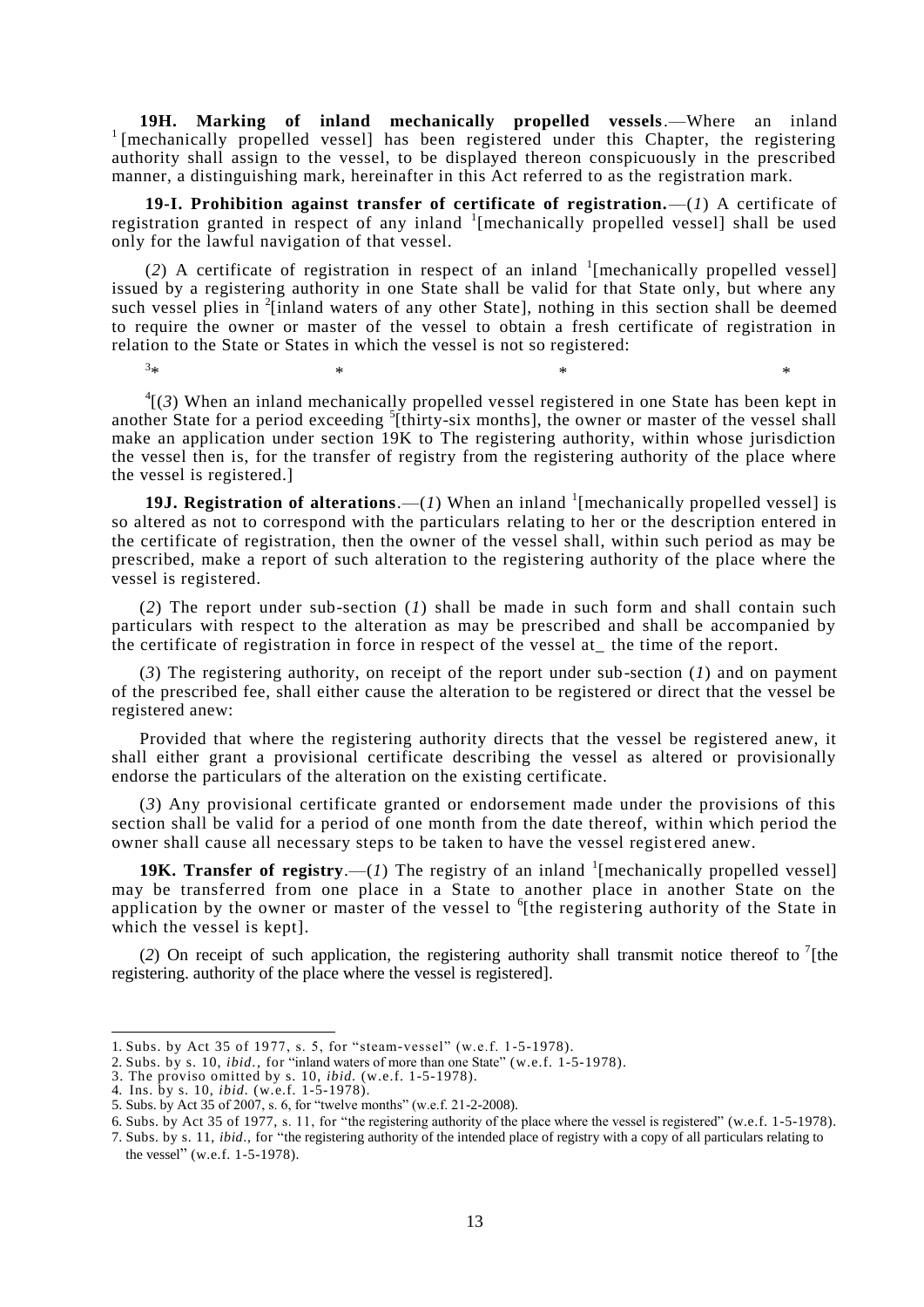**19H. Marking of inland mechanically propelled vessels**.—Where an inland [1][mechanically propelled vessel] has been registered under this Chapter, the registering authority shall assign to the vessel, to be displayed thereon conspicuously in the prescribed manner, a distinguishing mark, hereinafter in this Act referred to as the registration mark.

**19-I. Prohibition against transfer of certificate of registration.**—(*1*) A certificate of registration granted in respect of any inland [1][mechanically propelled vessel] shall be used only for the lawful navigation of that vessel.

(*2*) A certificate of registration in respect of an inland [1][mechanically propelled vessel] issued by a registering authority in one State shall be valid for that State only, but where any such vessel plies in [2][inland waters of any other State], nothing in this section shall be deemed to require the owner or master of the vessel to obtain a fresh certificate of registration in relation to the State or States in which the vessel is not so registered:

[3]* * * *

[4][(*3*) When an inland mechanically propelled vessel registered in one State has been kept in another State for a period exceeding [5][thirty-six months], the owner or master of the vessel shall make an application under section 19K to The registering authority, within whose jurisdiction the vessel then is, for the transfer of registry from the registering authority of the place where the vessel is registered.]

**19J. Registration of alterations**.—(*1*) When an inland [1][mechanically propelled vessel] is so altered as not to correspond with the particulars relating to her or the description entered in the certificate of registration, then the owner of the vessel shall, within such period as may be prescribed, make a report of such alteration to the registering authority of the place where the vessel is registered.

(*2*) The report under sub-section (*1*) shall be made in such form and shall contain such particulars with respect to the alteration as may be prescribed and shall be accompanied by the certificate of registration in force in respect of the vessel at_ the time of the report.

(*3*) The registering authority, on receipt of the report under sub-section (*1*) and on payment of the prescribed fee, shall either cause the alteration to be registered or direct that the vessel be registered anew:

Provided that where the registering authority directs that the vessel be registered anew, it shall either grant a provisional certificate describing the vessel as altered or provisionally endorse the particulars of the alteration on the existing certificate.

(*3*) Any provisional certificate granted or endorsement made under the provisions of this section shall be valid for a period of one month from the date thereof, within which period the owner shall cause all necessary steps to be taken to have the vessel registered anew.

**19K. Transfer of registry**.—(*1*) The registry of an inland [1][mechanically propelled vessel] may be transferred from one place in a State to another place in another State on the application by the owner or master of the vessel to [6][the registering authority of the State in which the vessel is kept].

(*2*) On receipt of such application, the registering authority shall transmit notice thereof to [7][the registering. authority of the place where the vessel is registered].

---

1. Subs. by Act 35 of 1977, s. 5, for "steam-vessel" (w.e.f. 1-5-1978).
2. Subs. by s. 10, *ibid.*, for "inland waters of more than one State" (w.e.f. 1-5-1978).
3. The proviso omitted by s. 10, *ibid.* (w.e.f. 1-5-1978).
4. Ins. by s. 10, *ibid.* (w.e.f. 1-5-1978).
5. Subs. by Act 35 of 2007, s. 6, for "twelve months" (w.e.f. 21-2-2008).
6. Subs. by Act 35 of 1977, s. 11, for "the registering authority of the place where the vessel is registered" (w.e.f. 1-5-1978).
7. Subs. by s. 11, *ibid.*, for "the registering authority of the intended place of registry with a copy of all particulars relating to the vessel" (w.e.f. 1-5-1978).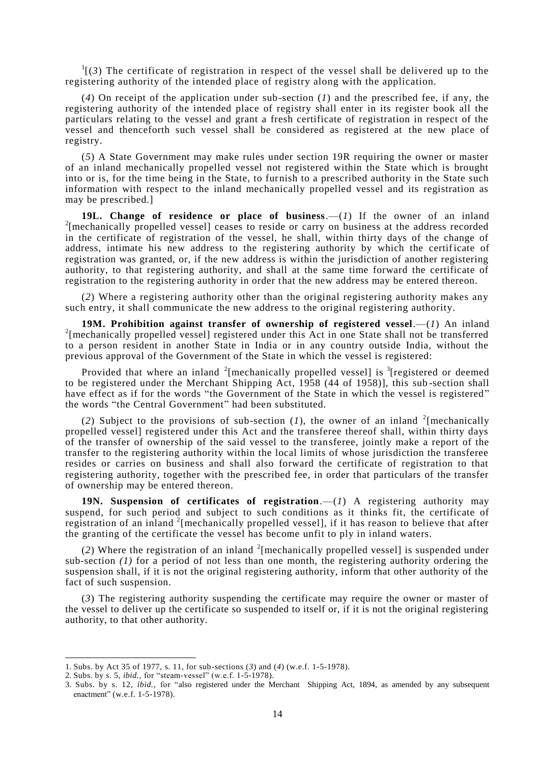[1][(*3*) The certificate of registration in respect of the vessel shall be delivered up to the registering authority of the intended place of registry along with the application.

(*4*) On receipt of the application under sub-section (*1*) and the prescribed fee, if any, the registering authority of the intended place of registry shall enter in its register book all the particulars relating to the vessel and grant a fresh certificate of registration in respect of the vessel and thenceforth such vessel shall be considered as registered at the new place of registry.

(*5*) A State Government may make rules under section 19R requiring the owner or master of an inland mechanically propelled vessel not registered within the State which is brought into or is, for the time being in the State, to furnish to a prescribed authority in the State such information with respect to the inland mechanically propelled vessel and its registration as may be prescribed.]

**19L. Change of residence or place of business**.—(*1*) If the owner of an inland [2][mechanically propelled vessel] ceases to reside or carry on business at the address recorded in the certificate of registration of the vessel, he shall, within thirty days of the change of address, intimate his new address to the registering authority by which the certificate of registration was granted, or, if the new address is within the jurisdiction of another registering authority, to that registering authority, and shall at the same time forward the certificate of registration to the registering authority in order that the new address may be entered thereon.

(*2*) Where a registering authority other than the original registering authority makes any such entry, it shall communicate the new address to the original registering authority.

**19M. Prohibition against transfer of ownership of registered vessel**.—(*1*) An inland [2][mechanically propelled vessel] registered under this Act in one State shall not be transferred to a person resident in another State in India or in any country outside India, without the previous approval of the Government of the State in which the vessel is registered:

Provided that where an inland [2][mechanically propelled vessel] is [3][registered or deemed to be registered under the Merchant Shipping Act, 1958 (44 of 1958)], this sub-section shall have effect as if for the words "the Government of the State in which the vessel is registered" the words "the Central Government" had been substituted.

(*2*) Subject to the provisions of sub-section (*1*), the owner of an inland [2][mechanically propelled vessel] registered under this Act and the transferee thereof shall, within thirty days of the transfer of ownership of the said vessel to the transferee, jointly make a report of the transfer to the registering authority within the local limits of whose jurisdiction the transferee resides or carries on business and shall also forward the certificate of registration to that registering authority, together with the prescribed fee, in order that particulars of the transfer of ownership may be entered thereon.

**19N. Suspension of certificates of registration**.—(*1*) A registering authority may suspend, for such period and subject to such conditions as it thinks fit, the certificate of registration of an inland [2][mechanically propelled vessel], if it has reason to believe that after the granting of the certificate the vessel has become unfit to ply in inland waters.

(*2*) Where the registration of an inland [2][mechanically propelled vessel] is suspended under sub-section *(1)* for a period of not less than one month, the registering authority ordering the suspension shall, if it is not the original registering authority, inform that other authority of the fact of such suspension.

(*3*) The registering authority suspending the certificate may require the owner or master of the vessel to deliver up the certificate so suspended to itself or, if it is not the original registering authority, to that other authority.

---

1. Subs. by Act 35 of 1977, s. 11, for sub-sections (*3*) and (*4*) (w.e.f. 1-5-1978).
2. Subs. by s. 5, *ibid.*, for "steam-vessel" (w.e.f. 1-5-1978).
3. Subs. by s. 12, *ibid.*, for "also registered under the Merchant Shipping Act, 1894, as amended by any subsequent enactment" (w.e.f. 1-5-1978).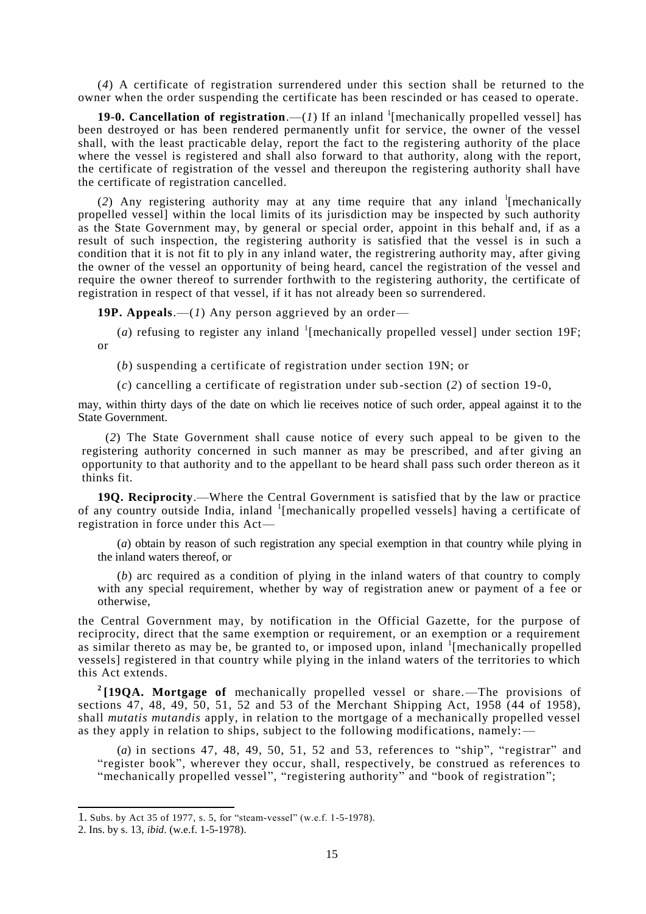(*4*) A certificate of registration surrendered under this section shall be returned to the owner when the order suspending the certificate has been rescinded or has ceased to operate.

**19-0. Cancellation of registration**.—(*1*) If an inland [1][mechanically propelled vessel] has been destroyed or has been rendered permanently unfit for service, the owner of the vessel shall, with the least practicable delay, report the fact to the registering authority of the place where the vessel is registered and shall also forward to that authority, along with the report, the certificate of registration of the vessel and thereupon the registering authority shall have the certificate of registration cancelled.

(*2*) Any registering authority may at any time require that any inland [1][mechanically propelled vessel] within the local limits of its jurisdiction may be inspected by such authority as the State Government may, by general or special order, appoint in this behalf and, if as a result of such inspection, the registering authority is satisfied that the vessel is in such a condition that it is not fit to ply in any inland water, the registrering authority may, after giving the owner of the vessel an opportunity of being heard, cancel the registration of the vessel and require the owner thereof to surrender forthwith to the registering authority, the certificate of registration in respect of that vessel, if it has not already been so surrendered.

**19P. Appeals**.—(*1*) Any person aggrieved by an order—

(*a*) refusing to register any inland [1][mechanically propelled vessel] under section 19F; or

(*b*) suspending a certificate of registration under section 19N; or

(*c*) cancelling a certificate of registration under sub-section (*2*) of section 19-0,

may, within thirty days of the date on which lie receives notice of such order, appeal against it to the State Government.

(*2*) The State Government shall cause notice of every such appeal to be given to the registering authority concerned in such manner as may be prescribed, and after giving an opportunity to that authority and to the appellant to be heard shall pass such order thereon as it thinks fit.

**19Q. Reciprocity**.—Where the Central Government is satisfied that by the law or practice of any country outside India, inland [1][mechanically propelled vessels] having a certificate of registration in force under this Act—

(*a*) obtain by reason of such registration any special exemption in that country while plying in the inland waters thereof, or

(*b*) arc required as a condition of plying in the inland waters of that country to comply with any special requirement, whether by way of registration anew or payment of a fee or otherwise,

the Central Government may, by notification in the Official Gazette, for the purpose of reciprocity, direct that the same exemption or requirement, or an exemption or a requirement as similar thereto as may be, be granted to, or imposed upon, inland [1][mechanically propelled vessels] registered in that country while plying in the inland waters of the territories to which this Act extends.

[2]**[19QA. Mortgage of** mechanically propelled vessel or share.—The provisions of sections 47, 48, 49, 50, 51, 52 and 53 of the Merchant Shipping Act, 1958 (44 of 1958), shall *mutatis mutandis* apply, in relation to the mortgage of a mechanically propelled vessel as they apply in relation to ships, subject to the following modifications, namely:—

(*a*) in sections 47, 48, 49, 50, 51, 52 and 53, references to "ship", "registrar" and "register book", wherever they occur, shall, respectively, be construed as references to "mechanically propelled vessel", "registering authority" and "book of registration";

---

1. Subs. by Act 35 of 1977, s. 5, for "steam-vessel" (w.e.f. 1-5-1978).
2. Ins. by s. 13, *ibid*. (w.e.f. 1-5-1978).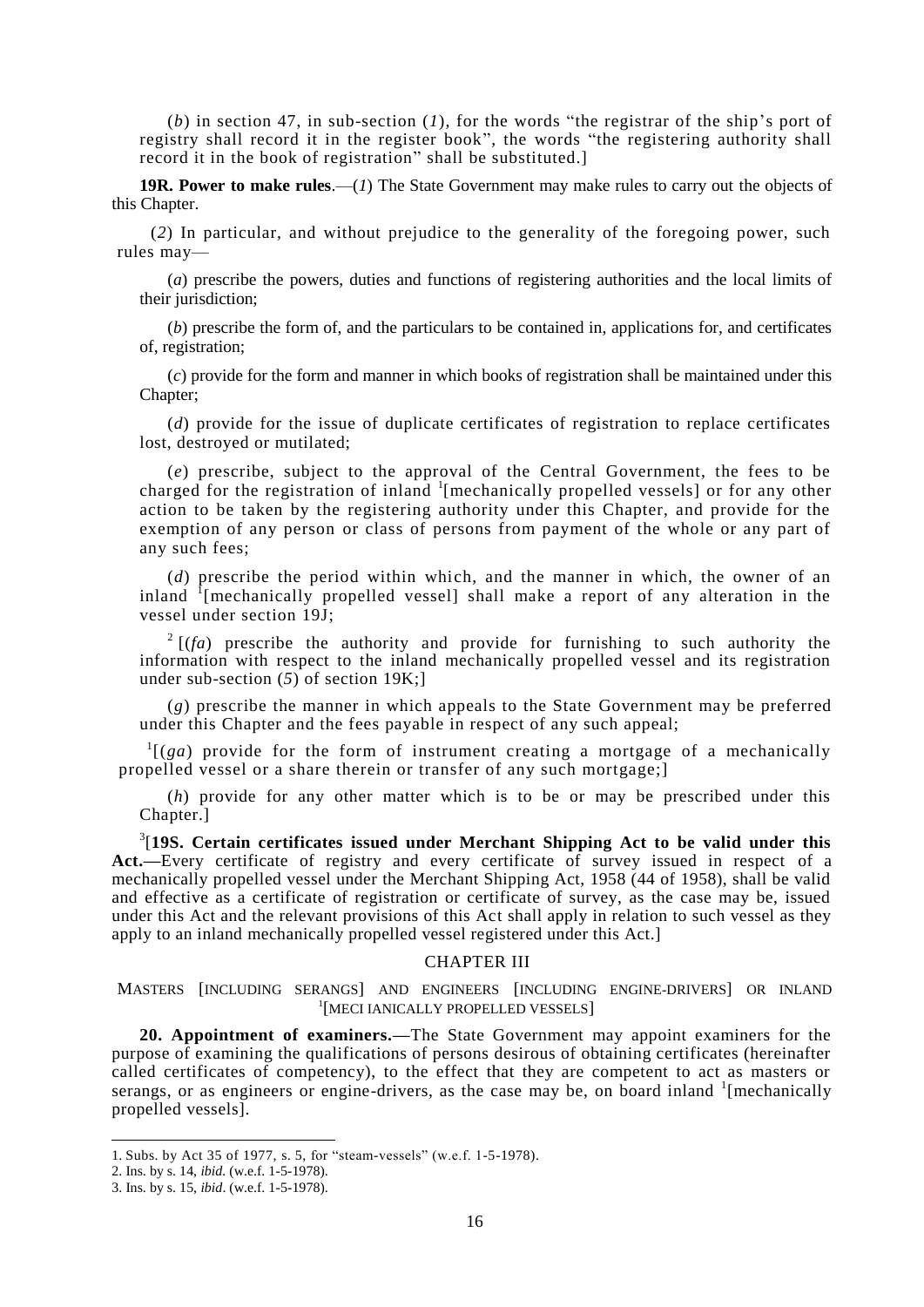(*b*) in section 47, in sub-section (*1*), for the words "the registrar of the ship's port of registry shall record it in the register book", the words "the registering authority shall record it in the book of registration" shall be substituted.]

**19R. Power to make rules**.—(*1*) The State Government may make rules to carry out the objects of this Chapter.

(*2*) In particular, and without prejudice to the generality of the foregoing power, such rules may—

(*a*) prescribe the powers, duties and functions of registering authorities and the local limits of their jurisdiction;

(*b*) prescribe the form of, and the particulars to be contained in, applications for, and certificates of, registration;

(*c*) provide for the form and manner in which books of registration shall be maintained under this Chapter;

(*d*) provide for the issue of duplicate certificates of registration to replace certificates lost, destroyed or mutilated;

(*e*) prescribe, subject to the approval of the Central Government, the fees to be charged for the registration of inland [1][mechanically propelled vessels] or for any other action to be taken by the registering authority under this Chapter, and provide for the exemption of any person or class of persons from payment of the whole or any part of any such fees;

(*d*) prescribe the period within which, and the manner in which, the owner of an inland [1][mechanically propelled vessel] shall make a report of any alteration in the vessel under section 19J;

[2] [(*fa*) prescribe the authority and provide for furnishing to such authority the information with respect to the inland mechanically propelled vessel and its registration under sub-section (*5*) of section 19K;]

(*g*) prescribe the manner in which appeals to the State Government may be preferred under this Chapter and the fees payable in respect of any such appeal;

[1][(*ga*) provide for the form of instrument creating a mortgage of a mechanically propelled vessel or a share therein or transfer of any such mortgage;]

(*h*) provide for any other matter which is to be or may be prescribed under this Chapter.]

[3][**19S. Certain certificates issued under Merchant Shipping Act to be valid under this Act.—**Every certificate of registry and every certificate of survey issued in respect of a mechanically propelled vessel under the Merchant Shipping Act, 1958 (44 of 1958), shall be valid and effective as a certificate of registration or certificate of survey, as the case may be, issued under this Act and the relevant provisions of this Act shall apply in relation to such vessel as they apply to an inland mechanically propelled vessel registered under this Act.]

## CHAPTER III

### MASTERS [INCLUDING SERANGS] AND ENGINEERS [INCLUDING ENGINE-DRIVERS] OR INLAND [1][MECI IANICALLY PROPELLED VESSELS]

**20. Appointment of examiners.—**The State Government may appoint examiners for the purpose of examining the qualifications of persons desirous of obtaining certificates (hereinafter called certificates of competency), to the effect that they are competent to act as masters or serangs, or as engineers or engine-drivers, as the case may be, on board inland [1][mechanically propelled vessels].

---

1. Subs. by Act 35 of 1977, s. 5, for "steam-vessels" (w.e.f. 1-5-1978).
2. Ins. by s. 14, *ibid.* (w.e.f. 1-5-1978).
3. Ins. by s. 15, *ibid*. (w.e.f. 1-5-1978).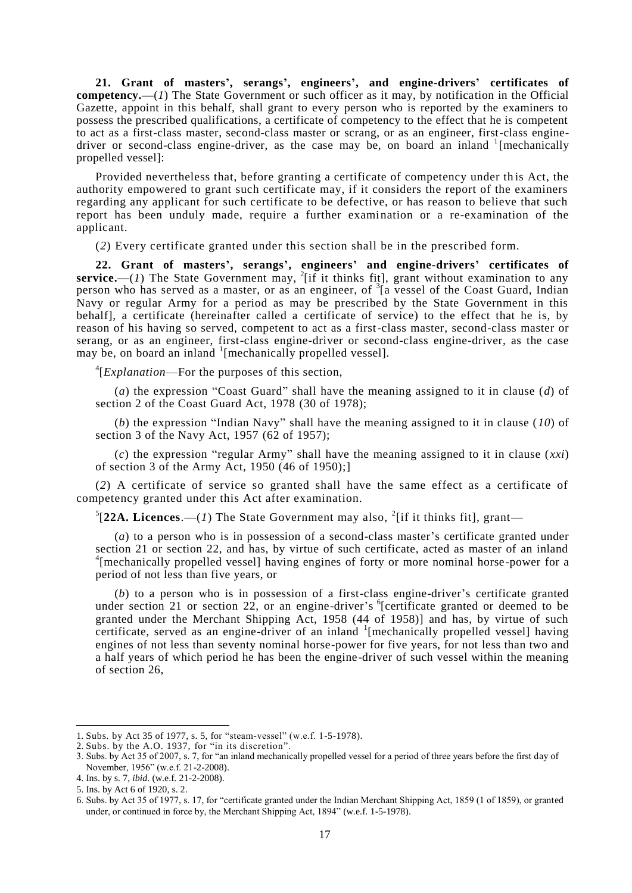**21. Grant of masters', serangs', engineers', and engine-drivers' certificates of competency.—**(*1*) The State Government or such officer as it may, by notification in the Official Gazette, appoint in this behalf, shall grant to every person who is reported by the examiners to possess the prescribed qualifications, a certificate of competency to the effect that he is competent to act as a first-class master, second-class master or scrang, or as an engineer, first-class engine-driver or second-class engine-driver, as the case may be, on board an inland [1][mechanically propelled vessel]:

Provided nevertheless that, before granting a certificate of competency under this Act, the authority empowered to grant such certificate may, if it considers the report of the examiners regarding any applicant for such certificate to be defective, or has reason to believe that such report has been unduly made, require a further examination or a re-examination of the applicant.

(*2*) Every certificate granted under this section shall be in the prescribed form.

**22. Grant of masters', serangs', engineers' and engine-drivers' certificates of service.—**(*1*) The State Government may, [2][if it thinks fit], grant without examination to any person who has served as a master, or as an engineer, of [3][a vessel of the Coast Guard, Indian Navy or regular Army for a period as may be prescribed by the State Government in this behalf], a certificate (hereinafter called a certificate of service) to the effect that he is, by reason of his having so served, competent to act as a first-class master, second-class master or serang, or as an engineer, first-class engine-driver or second-class engine-driver, as the case may be, on board an inland [1][mechanically propelled vessel].

[4][*Explanation*—For the purposes of this section,

(*a*) the expression "Coast Guard" shall have the meaning assigned to it in clause (*d*) of section 2 of the Coast Guard Act, 1978 (30 of 1978);

(*b*) the expression "Indian Navy" shall have the meaning assigned to it in clause (*10*) of section 3 of the Navy Act, 1957 (62 of 1957);

(*c*) the expression "regular Army" shall have the meaning assigned to it in clause (*xxi*) of section 3 of the Army Act, 1950 (46 of 1950);]

(*2*) A certificate of service so granted shall have the same effect as a certificate of competency granted under this Act after examination.

[5][**22A. Licences**.—(*1*) The State Government may also, [2][if it thinks fit], grant—

(*a*) to a person who is in possession of a second-class master's certificate granted under section 21 or section 22, and has, by virtue of such certificate, acted as master of an inland [4][mechanically propelled vessel] having engines of forty or more nominal horse-power for a period of not less than five years, or

(*b*) to a person who is in possession of a first-class engine-driver's certificate granted under section 21 or section 22, or an engine-driver's [6][certificate granted or deemed to be granted under the Merchant Shipping Act, 1958 (44 of 1958)] and has, by virtue of such certificate, served as an engine-driver of an inland [1][mechanically propelled vessel] having engines of not less than seventy nominal horse-power for five years, for not less than two and a half years of which period he has been the engine-driver of such vessel within the meaning of section 26,

---

1. Subs. by Act 35 of 1977, s. 5, for "steam-vessel" (w.e.f. 1-5-1978).
2. Subs. by the A.O. 1937, for "in its discretion".
3. Subs. by Act 35 of 2007, s. 7, for "an inland mechanically propelled vessel for a period of three years before the first day of November, 1956" (w.e.f. 21-2-2008).
4. Ins. by s. 7, *ibid*. (w.e.f. 21-2-2008).
5. Ins. by Act 6 of 1920, s. 2.
6. Subs. by Act 35 of 1977, s. 17, for "certificate granted under the Indian Merchant Shipping Act, 1859 (1 of 1859), or granted under, or continued in force by, the Merchant Shipping Act, 1894" (w.e.f. 1-5-1978).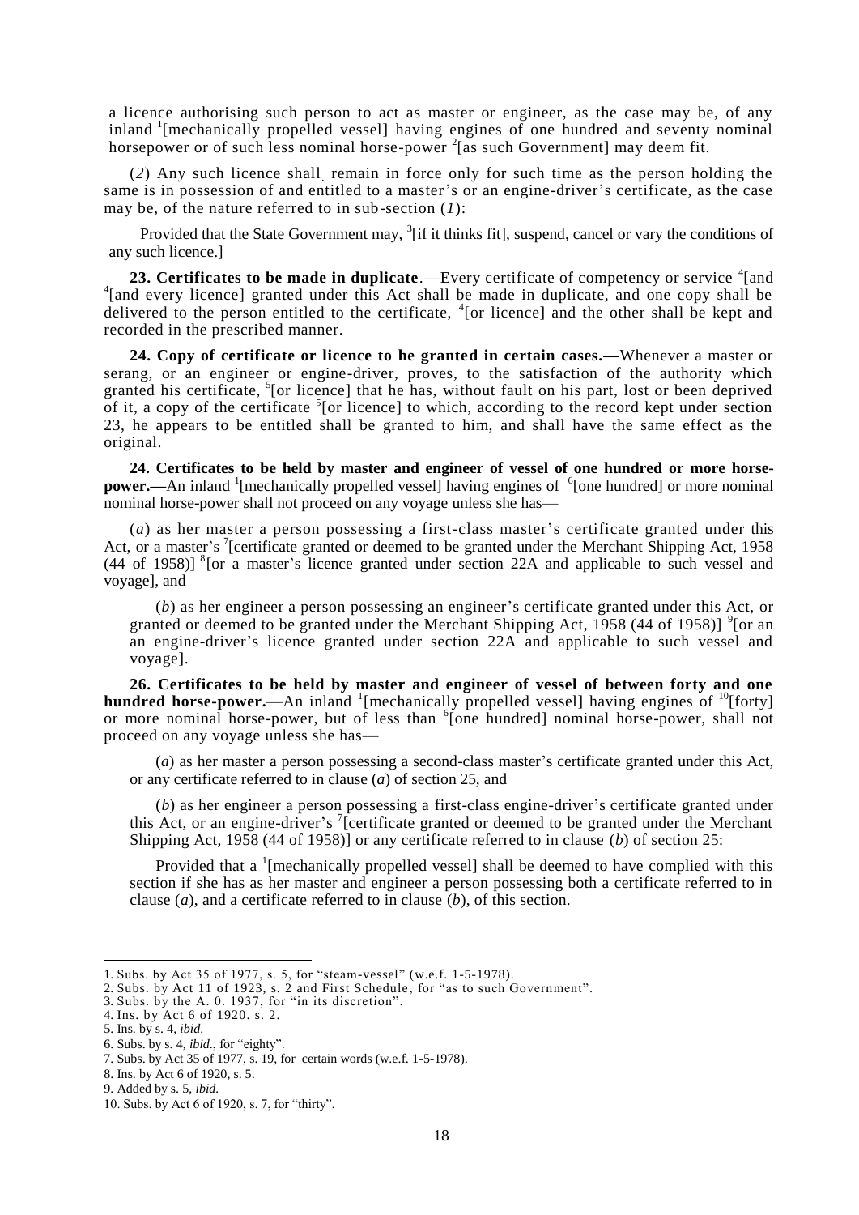a licence authorising such person to act as master or engineer, as the case may be, of any inland [1][mechanically propelled vessel] having engines of one hundred and seventy nominal horsepower or of such less nominal horse-power [2][as such Government] may deem fit.

(*2*) Any such licence shall remain in force only for such time as the person holding the same is in possession of and entitled to a master's or an engine-driver's certificate, as the case may be, of the nature referred to in sub-section (*1*):

Provided that the State Government may, [3][if it thinks fit], suspend, cancel or vary the conditions of any such licence.]

**23. Certificates to be made in duplicate**.—Every certificate of competency or service [4][and [4][and every licence] granted under this Act shall be made in duplicate, and one copy shall be delivered to the person entitled to the certificate, [4][or licence] and the other shall be kept and recorded in the prescribed manner.

**24. Copy of certificate or licence to he granted in certain cases.—**Whenever a master or serang, or an engineer or engine-driver, proves, to the satisfaction of the authority which granted his certificate, [5][or licence] that he has, without fault on his part, lost or been deprived of it, a copy of the certificate [5][or licence] to which, according to the record kept under section 23, he appears to be entitled shall be granted to him, and shall have the same effect as the original.

**24. Certificates to be held by master and engineer of vessel of one hundred or more horse-power.—**An inland [1][mechanically propelled vessel] having engines of [6][one hundred] or more nominal nominal horse-power shall not proceed on any voyage unless she has—

(*a*) as her master a person possessing a first-class master's certificate granted under this Act, or a master's [7][certificate granted or deemed to be granted under the Merchant Shipping Act, 1958 (44 of 1958)] [8][or a master's licence granted under section 22A and applicable to such vessel and voyage], and

(*b*) as her engineer a person possessing an engineer's certificate granted under this Act, or granted or deemed to be granted under the Merchant Shipping Act, 1958 (44 of 1958)] [9][or an an engine-driver's licence granted under section 22A and applicable to such vessel and voyage].

**26. Certificates to be held by master and engineer of vessel of between forty and one hundred horse-power.**—An inland [1][mechanically propelled vessel] having engines of [10][forty] or more nominal horse-power, but of less than [6][one hundred] nominal horse-power, shall not proceed on any voyage unless she has—

(*a*) as her master a person possessing a second-class master's certificate granted under this Act, or any certificate referred to in clause (*a*) of section 25, and

(*b*) as her engineer a person possessing a first-class engine-driver's certificate granted under this Act, or an engine-driver's [7][certificate granted or deemed to be granted under the Merchant Shipping Act, 1958 (44 of 1958)] or any certificate referred to in clause (*b*) of section 25:

Provided that a [1][mechanically propelled vessel] shall be deemed to have complied with this section if she has as her master and engineer a person possessing both a certificate referred to in clause (*a*), and a certificate referred to in clause (*b*), of this section.

---

1. Subs. by Act 35 of 1977, s. 5, for "steam-vessel" (w.e.f. 1-5-1978).
2. Subs. by Act 11 of 1923, s. 2 and First Schedule, for "as to such Government".
3. Subs. by the A. 0. 1937, for "in its discretion".
4. Ins. by Act 6 of 1920. s. 2.
5. Ins. by s. 4, *ibid.*
6. Subs. by s. 4, *ibid*., for "eighty".
7. Subs. by Act 35 of 1977, s. 19, for certain words (w.e.f. 1-5-1978).
8. Ins. by Act 6 of 1920, s. 5.
9. Added by s. 5, *ibid.*
10. Subs. by Act 6 of 1920, s. 7, for "thirty".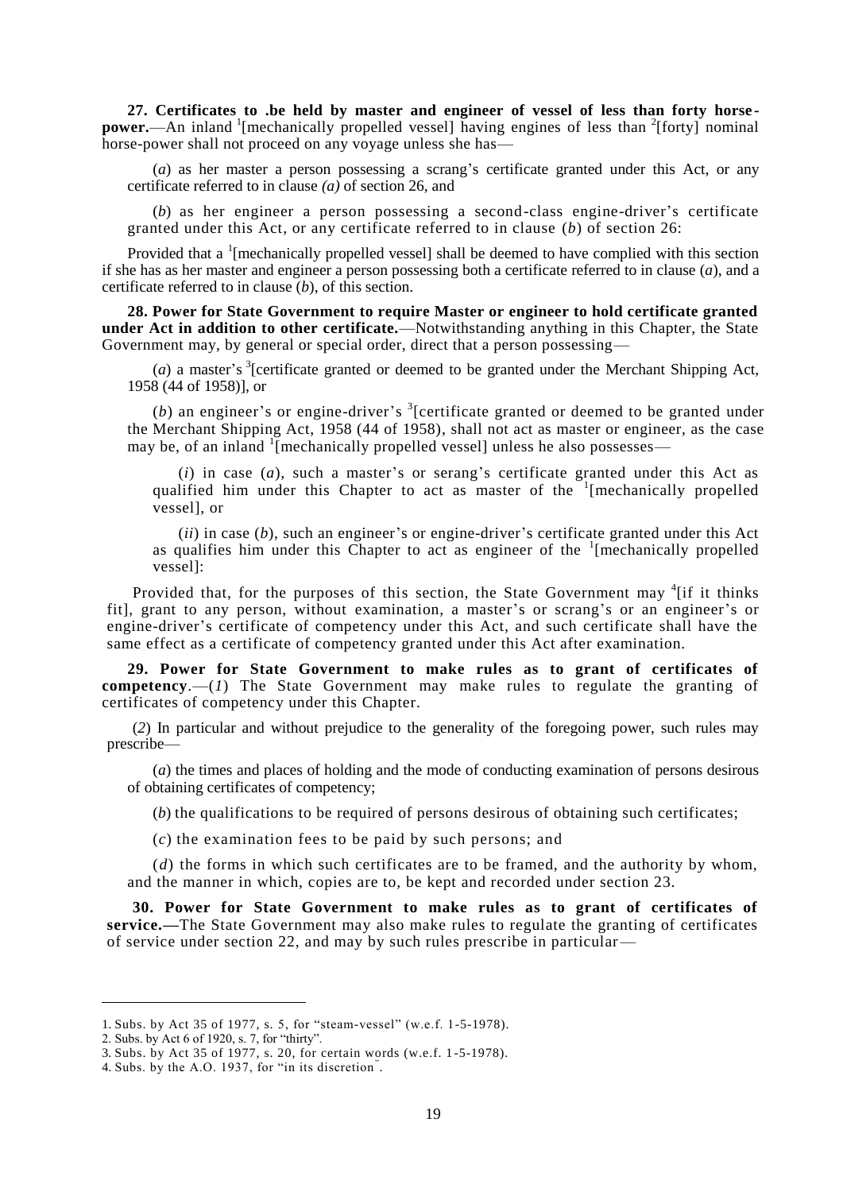**27. Certificates to .be held by master and engineer of vessel of less than forty horse-power.**—An inland [1][mechanically propelled vessel] having engines of less than [2][forty] nominal horse-power shall not proceed on any voyage unless she has—

(*a*) as her master a person possessing a scrang's certificate granted under this Act, or any certificate referred to in clause *(a)* of section 26, and

(*b*) as her engineer a person possessing a second-class engine-driver's certificate granted under this Act, or any certificate referred to in clause (*b*) of section 26:

Provided that a [1][mechanically propelled vessel] shall be deemed to have complied with this section if she has as her master and engineer a person possessing both a certificate referred to in clause (*a*), and a certificate referred to in clause (*b*), of this section.

**28. Power for State Government to require Master or engineer to hold certificate granted under Act in addition to other certificate.**—Notwithstanding anything in this Chapter, the State Government may, by general or special order, direct that a person possessing—

(*a*) a master's [3][certificate granted or deemed to be granted under the Merchant Shipping Act, 1958 (44 of 1958)], or

(*b*) an engineer's or engine-driver's [3][certificate granted or deemed to be granted under the Merchant Shipping Act, 1958 (44 of 1958), shall not act as master or engineer, as the case may be, of an inland [1][mechanically propelled vessel] unless he also possesses—

(*i*) in case (*a*), such a master's or serang's certificate granted under this Act as qualified him under this Chapter to act as master of the [1][mechanically propelled vessel], or

(*ii*) in case (*b*), such an engineer's or engine-driver's certificate granted under this Act as qualifies him under this Chapter to act as engineer of the [1][mechanically propelled vessel]:

Provided that, for the purposes of this section, the State Government may [4][if it thinks fit], grant to any person, without examination, a master's or scrang's or an engineer's or engine-driver's certificate of competency under this Act, and such certificate shall have the same effect as a certificate of competency granted under this Act after examination.

**29. Power for State Government to make rules as to grant of certificates of competency**.—(*1*) The State Government may make rules to regulate the granting of certificates of competency under this Chapter.

(*2*) In particular and without prejudice to the generality of the foregoing power, such rules may prescribe—

(*a*) the times and places of holding and the mode of conducting examination of persons desirous of obtaining certificates of competency;

(*b*) the qualifications to be required of persons desirous of obtaining such certificates;

(*c*) the examination fees to be paid by such persons; and

(*d*) the forms in which such certificates are to be framed, and the authority by whom, and the manner in which, copies are to, be kept and recorded under section 23.

**30. Power for State Government to make rules as to grant of certificates of service.—**The State Government may also make rules to regulate the granting of certificates of service under section 22, and may by such rules prescribe in particular—

---

1. Subs. by Act 35 of 1977, s. 5, for "steam-vessel" (w.e.f. 1-5-1978).
2. Subs. by Act 6 of 1920, s. 7, for "thirty".
3. Subs. by Act 35 of 1977, s. 20, for certain words (w.e.f. 1-5-1978).
4. Subs. by the A.O. 1937, for "in its discretion".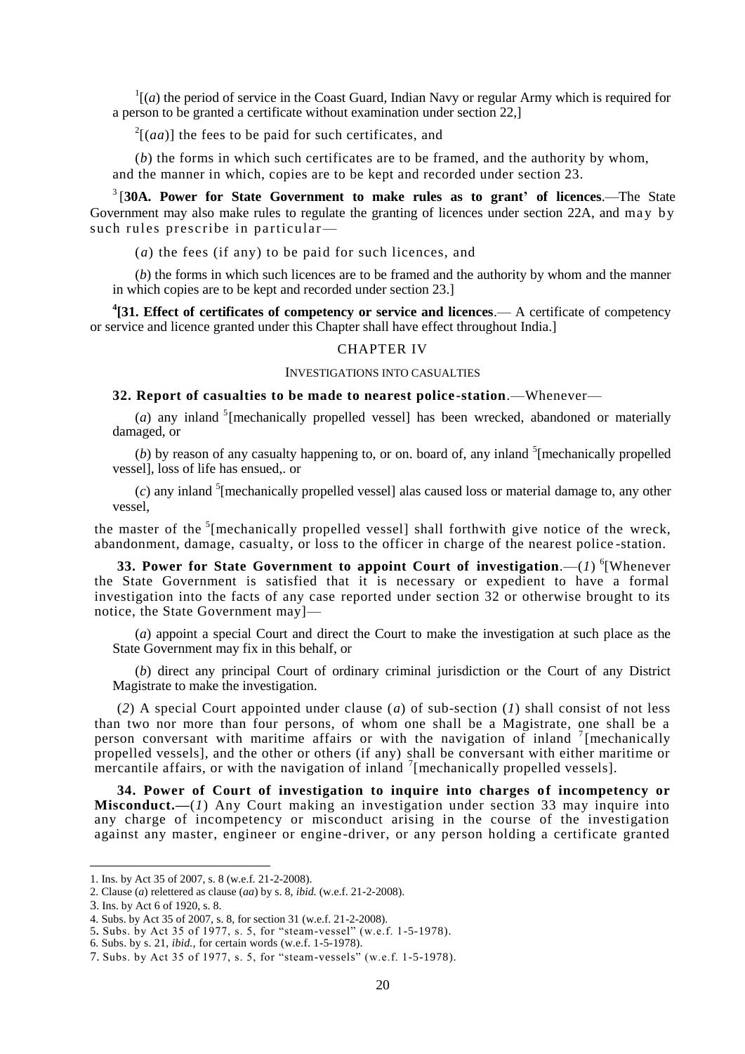[1][(*a*) the period of service in the Coast Guard, Indian Navy or regular Army which is required for a person to be granted a certificate without examination under section 22,]

[2][(*aa*)] the fees to be paid for such certificates, and

(*b*) the forms in which such certificates are to be framed, and the authority by whom, and the manner in which, copies are to be kept and recorded under section 23.

[3][**30A. Power for State Government to make rules as to grant' of licences**.—The State Government may also make rules to regulate the granting of licences under section 22A, and may by such rules prescribe in particular—

(*a*) the fees (if any) to be paid for such licences, and

(*b*) the forms in which such licences are to be framed and the authority by whom and the manner in which copies are to be kept and recorded under section 23.]

[4]**[31. Effect of certificates of competency or service and licences**.— A certificate of competency or service and licence granted under this Chapter shall have effect throughout India.]

## CHAPTER IV

### INVESTIGATIONS INTO CASUALTIES

**32. Report of casualties to be made to nearest police-station**.—Whenever—

(*a*) any inland [5][mechanically propelled vessel] has been wrecked, abandoned or materially damaged, or

(*b*) by reason of any casualty happening to, or on. board of, any inland [5][mechanically propelled vessel], loss of life has ensued,. or

(*c*) any inland [5][mechanically propelled vessel] alas caused loss or material damage to, any other vessel,

the master of the [5][mechanically propelled vessel] shall forthwith give notice of the wreck, abandonment, damage, casualty, or loss to the officer in charge of the nearest police-station.

**33. Power for State Government to appoint Court of investigation**.—(*1*) [6][Whenever the State Government is satisfied that it is necessary or expedient to have a formal investigation into the facts of any case reported under section 32 or otherwise brought to its notice, the State Government may]—

(*a*) appoint a special Court and direct the Court to make the investigation at such place as the State Government may fix in this behalf, or

(*b*) direct any principal Court of ordinary criminal jurisdiction or the Court of any District Magistrate to make the investigation.

(*2*) A special Court appointed under clause (*a*) of sub-section (*1*) shall consist of not less than two nor more than four persons, of whom one shall be a Magistrate, one shall be a person conversant with maritime affairs or with the navigation of inland [7][mechanically propelled vessels], and the other or others (if any) shall be conversant with either maritime or mercantile affairs, or with the navigation of inland [7][mechanically propelled vessels].

**34. Power of Court of investigation to inquire into charges of incompetency or Misconduct.—**(*1*) Any Court making an investigation under section 33 may inquire into any charge of incompetency or misconduct arising in the course of the investigation against any master, engineer or engine-driver, or any person holding a certificate granted

---

1. Ins. by Act 35 of 2007, s. 8 (w.e.f. 21-2-2008).
2. Clause (*a*) relettered as clause (*aa*) by s. 8, *ibid.* (w.e.f. 21-2-2008).
3. Ins. by Act 6 of 1920, s. 8.
4. Subs. by Act 35 of 2007, s. 8, for section 31 (w.e.f. 21-2-2008).
5. Subs. by Act 35 of 1977, s. 5, for "steam-vessel" (w.e.f. 1-5-1978).
6. Subs. by s. 21, *ibid.,* for certain words (w.e.f. 1-5-1978).
7. Subs. by Act 35 of 1977, s. 5, for "steam-vessels" (w.e.f. 1-5-1978).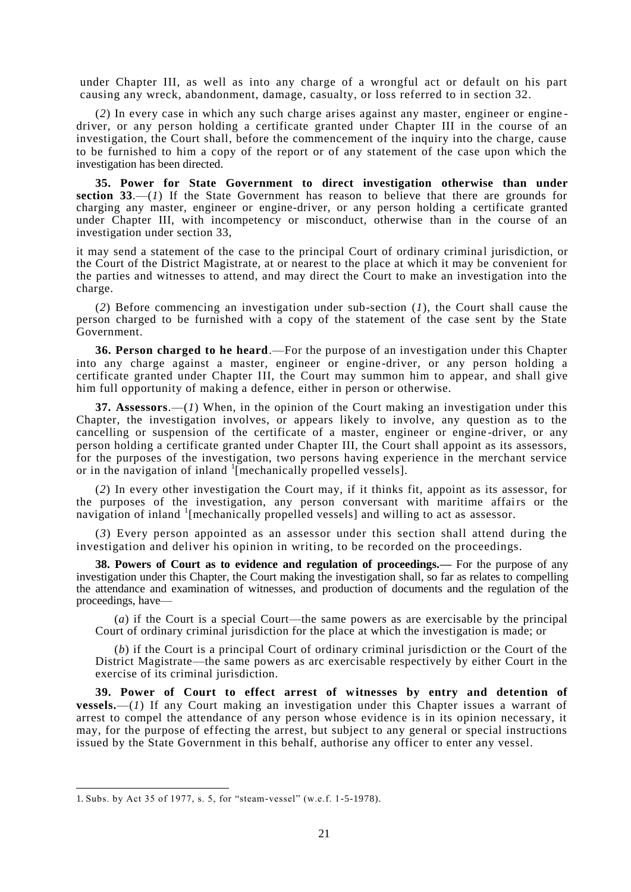under Chapter III, as well as into any charge of a wrongful act or default on his part causing any wreck, abandonment, damage, casualty, or loss referred to in section 32.

(*2*) In every case in which any such charge arises against any master, engineer or engine-driver, or any person holding a certificate granted under Chapter III in the course of an investigation, the Court shall, before the commencement of the inquiry into the charge, cause to be furnished to him a copy of the report or of any statement of the case upon which the investigation has been directed.

**35. Power for State Government to direct investigation otherwise than under section 33**.—(*1*) If the State Government has reason to believe that there are grounds for charging any master, engineer or engine-driver, or any person holding a certificate granted under Chapter III, with incompetency or misconduct, otherwise than in the course of an investigation under section 33,

it may send a statement of the case to the principal Court of ordinary criminal jurisdiction, or the Court of the District Magistrate, at or nearest to the place at which it may be convenient for the parties and witnesses to attend, and may direct the Court to make an investigation into the charge.

(*2*) Before commencing an investigation under sub-section (*1*), the Court shall cause the person charged to be furnished with a copy of the statement of the case sent by the State Government.

**36. Person charged to he heard**.—For the purpose of an investigation under this Chapter into any charge against a master, engineer or engine-driver, or any person holding a certificate granted under Chapter III, the Court may summon him to appear, and shall give him full opportunity of making a defence, either in person or otherwise.

**37. Assessors**.—(*1*) When, in the opinion of the Court making an investigation under this Chapter, the investigation involves, or appears likely to involve, any question as to the cancelling or suspension of the certificate of a master, engineer or engine-driver, or any person holding a certificate granted under Chapter III, the Court shall appoint as its assessors, for the purposes of the investigation, two persons having experience in the merchant service or in the navigation of inland [1][mechanically propelled vessels].

(*2*) In every other investigation the Court may, if it thinks fit, appoint as its assessor, for the purposes of the investigation, any person conversant with maritime affairs or the navigation of inland [1][mechanically propelled vessels] and willing to act as assessor.

(*3*) Every person appointed as an assessor under this section shall attend during the investigation and deliver his opinion in writing, to be recorded on the proceedings.

**38. Powers of Court as to evidence and regulation of proceedings.—** For the purpose of any investigation under this Chapter, the Court making the investigation shall, so far as relates to compelling the attendance and examination of witnesses, and production of documents and the regulation of the proceedings, have—

(*a*) if the Court is a special Court—the same powers as are exercisable by the principal Court of ordinary criminal jurisdiction for the place at which the investigation is made; or

(*b*) if the Court is a principal Court of ordinary criminal jurisdiction or the Court of the District Magistrate—the same powers as arc exercisable respectively by either Court in the exercise of its criminal jurisdiction.

**39. Power of Court to effect arrest of witnesses by entry and detention of vessels.**—(*1*) If any Court making an investigation under this Chapter issues a warrant of arrest to compel the attendance of any person whose evidence is in its opinion necessary, it may, for the purpose of effecting the arrest, but subject to any general or special instructions issued by the State Government in this behalf, authorise any officer to enter any vessel.

---

1. Subs. by Act 35 of 1977, s. 5, for "steam-vessel" (w.e.f. 1-5-1978).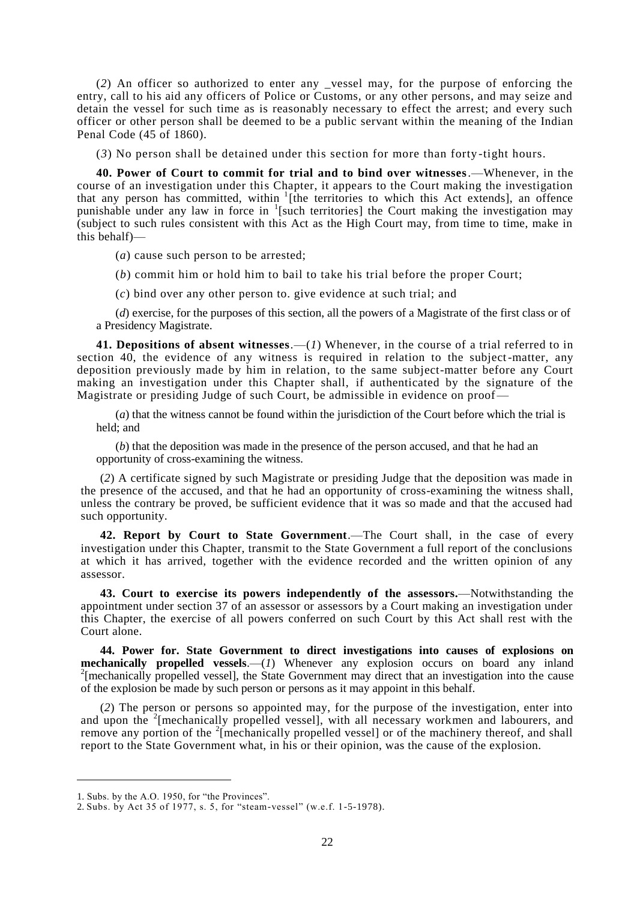(*2*) An officer so authorized to enter any _vessel may, for the purpose of enforcing the entry, call to his aid any officers of Police or Customs, or any other persons, and may seize and detain the vessel for such time as is reasonably necessary to effect the arrest; and every such officer or other person shall be deemed to be a public servant within the meaning of the Indian Penal Code (45 of 1860).

(*3*) No person shall be detained under this section for more than forty-tight hours.

**40. Power of Court to commit for trial and to bind over witnesses**.—Whenever, in the course of an investigation under this Chapter, it appears to the Court making the investigation that any person has committed, within [1][the territories to which this Act extends], an offence punishable under any law in force in [1][such territories] the Court making the investigation may (subject to such rules consistent with this Act as the High Court may, from time to time, make in this behalf)—

(*a*) cause such person to be arrested;

(*b*) commit him or hold him to bail to take his trial before the proper Court;

(*c*) bind over any other person to. give evidence at such trial; and

(*d*) exercise, for the purposes of this section, all the powers of a Magistrate of the first class or of a Presidency Magistrate.

**41. Depositions of absent witnesses**.—(*1*) Whenever, in the course of a trial referred to in section 40, the evidence of any witness is required in relation to the subject-matter, any deposition previously made by him in relation, to the same subject-matter before any Court making an investigation under this Chapter shall, if authenticated by the signature of the Magistrate or presiding Judge of such Court, be admissible in evidence on proof—

(*a*) that the witness cannot be found within the jurisdiction of the Court before which the trial is held; and

(*b*) that the deposition was made in the presence of the person accused, and that he had an opportunity of cross-examining the witness.

(*2*) A certificate signed by such Magistrate or presiding Judge that the deposition was made in the presence of the accused, and that he had an opportunity of cross-examining the witness shall, unless the contrary be proved, be sufficient evidence that it was so made and that the accused had such opportunity.

**42. Report by Court to State Government**.—The Court shall, in the case of every investigation under this Chapter, transmit to the State Government a full report of the conclusions at which it has arrived, together with the evidence recorded and the written opinion of any assessor.

**43. Court to exercise its powers independently of the assessors.**—Notwithstanding the appointment under section 37 of an assessor or assessors by a Court making an investigation under this Chapter, the exercise of all powers conferred on such Court by this Act shall rest with the Court alone.

**44. Power for. State Government to direct investigations into causes of explosions on mechanically propelled vessels**.—(*1*) Whenever any explosion occurs on board any inland [2][mechanically propelled vessel], the State Government may direct that an investigation into the cause of the explosion be made by such person or persons as it may appoint in this behalf.

(*2*) The person or persons so appointed may, for the purpose of the investigation, enter into and upon the [2][mechanically propelled vessel], with all necessary workmen and labourers, and remove any portion of the [2][mechanically propelled vessel] or of the machinery thereof, and shall report to the State Government what, in his or their opinion, was the cause of the explosion.

---

1. Subs. by the A.O. 1950, for "the Provinces".
2. Subs. by Act 35 of 1977, s. 5, for "steam-vessel" (w.e.f. 1-5-1978).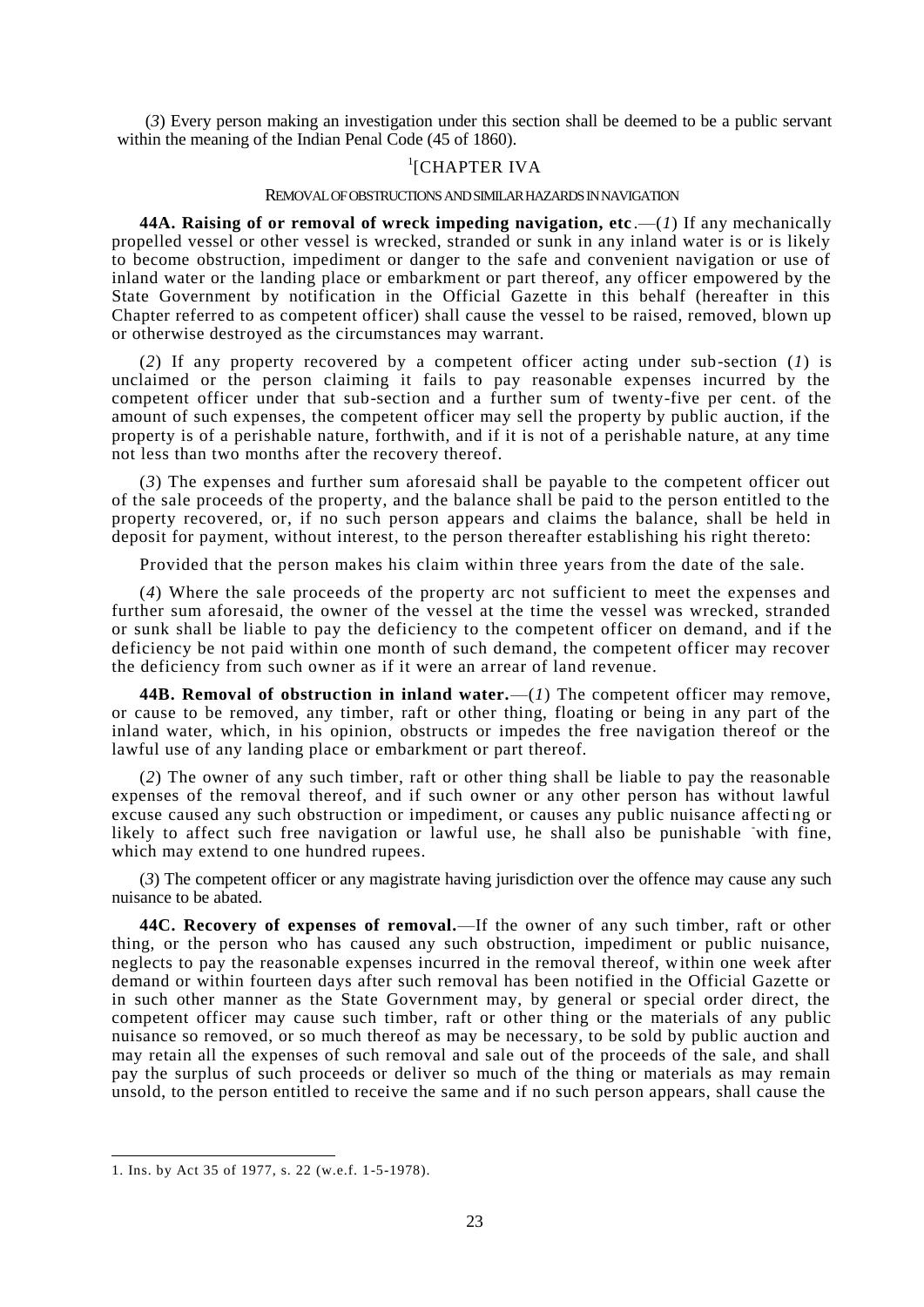(*3*) Every person making an investigation under this section shall be deemed to be a public servant within the meaning of the Indian Penal Code (45 of 1860).

[1][CHAPTER IVA

REMOVAL OF OBSTRUCTIONS AND SIMILAR HAZARDS IN NAVIGATION

**44A. Raising of or removal of wreck impeding navigation, etc**.—(*1*) If any mechanically propelled vessel or other vessel is wrecked, stranded or sunk in any inland water is or is likely to become obstruction, impediment or danger to the safe and convenient navigation or use of inland water or the landing place or embarkment or part thereof, any officer empowered by the State Government by notification in the Official Gazette in this behalf (hereafter in this Chapter referred to as competent officer) shall cause the vessel to be raised, removed, blown up or otherwise destroyed as the circumstances may warrant.

(*2*) If any property recovered by a competent officer acting under sub-section (*1*) is unclaimed or the person claiming it fails to pay reasonable expenses incurred by the competent officer under that sub-section and a further sum of twenty-five per cent. of the amount of such expenses, the competent officer may sell the property by public auction, if the property is of a perishable nature, forthwith, and if it is not of a perishable nature, at any time not less than two months after the recovery thereof.

(*3*) The expenses and further sum aforesaid shall be payable to the competent officer out of the sale proceeds of the property, and the balance shall be paid to the person entitled to the property recovered, or, if no such person appears and claims the balance, shall be held in deposit for payment, without interest, to the person thereafter establishing his right thereto:

Provided that the person makes his claim within three years from the date of the sale.

(*4*) Where the sale proceeds of the property arc not sufficient to meet the expenses and further sum aforesaid, the owner of the vessel at the time the vessel was wrecked, stranded or sunk shall be liable to pay the deficiency to the competent officer on demand, and if the deficiency be not paid within one month of such demand, the competent officer may recover the deficiency from such owner as if it were an arrear of land revenue.

**44B. Removal of obstruction in inland water.**—(*1*) The competent officer may remove, or cause to be removed, any timber, raft or other thing, floating or being in any part of the inland water, which, in his opinion, obstructs or impedes the free navigation thereof or the lawful use of any landing place or embarkment or part thereof.

(*2*) The owner of any such timber, raft or other thing shall be liable to pay the reasonable expenses of the removal thereof, and if such owner or any other person has without lawful excuse caused any such obstruction or impediment, or causes any public nuisance affecting or likely to affect such free navigation or lawful use, he shall also be punishable with fine, which may extend to one hundred rupees.

(*3*) The competent officer or any magistrate having jurisdiction over the offence may cause any such nuisance to be abated.

**44C. Recovery of expenses of removal.**—If the owner of any such timber, raft or other thing, or the person who has caused any such obstruction, impediment or public nuisance, neglects to pay the reasonable expenses incurred in the removal thereof, within one week after demand or within fourteen days after such removal has been notified in the Official Gazette or in such other manner as the State Government may, by general or special order direct, the competent officer may cause such timber, raft or other thing or the materials of any public nuisance so removed, or so much thereof as may be necessary, to be sold by public auction and may retain all the expenses of such removal and sale out of the proceeds of the sale, and shall pay the surplus of such proceeds or deliver so much of the thing or materials as may remain unsold, to the person entitled to receive the same and if no such person appears, shall cause the

1. Ins. by Act 35 of 1977, s. 22 (w.e.f. 1-5-1978).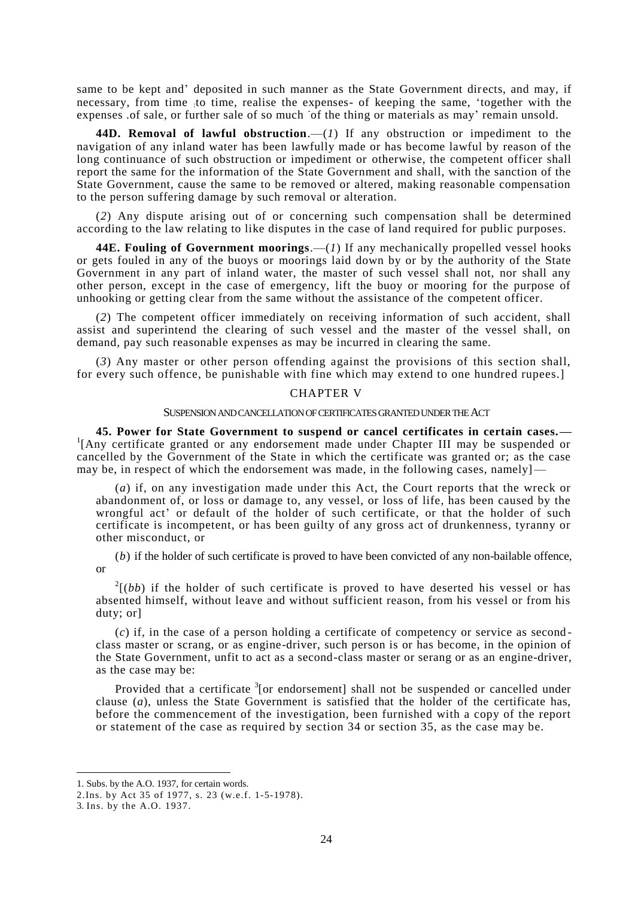same to be kept and' deposited in such manner as the State Government directs, and may, if necessary, from time to time, realise the expenses- of keeping the same, 'together with the expenses of sale, or further sale of so much of the thing or materials as may' remain unsold.

**44D. Removal of lawful obstruction**.—(*1*) If any obstruction or impediment to the navigation of any inland water has been lawfully made or has become lawful by reason of the long continuance of such obstruction or impediment or otherwise, the competent officer shall report the same for the information of the State Government and shall, with the sanction of the State Government, cause the same to be removed or altered, making reasonable compensation to the person suffering damage by such removal or alteration.

(*2*) Any dispute arising out of or concerning such compensation shall be determined according to the law relating to like disputes in the case of land required for public purposes.

**44E. Fouling of Government moorings**.—(*1*) If any mechanically propelled vessel hooks or gets fouled in any of the buoys or moorings laid down by or by the authority of the State Government in any part of inland water, the master of such vessel shall not, nor shall any other person, except in the case of emergency, lift the buoy or mooring for the purpose of unhooking or getting clear from the same without the assistance of the competent officer.

(*2*) The competent officer immediately on receiving information of such accident, shall assist and superintend the clearing of such vessel and the master of the vessel shall, on demand, pay such reasonable expenses as may be incurred in clearing the same.

(*3*) Any master or other person offending against the provisions of this section shall, for every such offence, be punishable with fine which may extend to one hundred rupees.]

## CHAPTER V

### SUSPENSION AND CANCELLATION OF CERTIFICATES GRANTED UNDER THE ACT

**45. Power for State Government to suspend or cancel certificates in certain cases.—** [1][Any certificate granted or any endorsement made under Chapter III may be suspended or cancelled by the Government of the State in which the certificate was granted or; as the case may be, in respect of which the endorsement was made, in the following cases, namely]—

(*a*) if, on any investigation made under this Act, the Court reports that the wreck or abandonment of, or loss or damage to, any vessel, or loss of life, has been caused by the wrongful act' or default of the holder of such certificate, or that the holder of such certificate is incompetent, or has been guilty of any gross act of drunkenness, tyranny or other misconduct, or

(*b*) if the holder of such certificate is proved to have been convicted of any non-bailable offence, or

[2][(*bb*) if the holder of such certificate is proved to have deserted his vessel or has absented himself, without leave and without sufficient reason, from his vessel or from his duty; or]

(*c*) if, in the case of a person holding a certificate of competency or service as second-class master or scrang, or as engine-driver, such person is or has become, in the opinion of the State Government, unfit to act as a second-class master or serang or as an engine-driver, as the case may be:

Provided that a certificate [3][or endorsement] shall not be suspended or cancelled under clause (*a*), unless the State Government is satisfied that the holder of the certificate has, before the commencement of the investigation, been furnished with a copy of the report or statement of the case as required by section 34 or section 35, as the case may be.

---

1. Subs. by the A.O. 1937, for certain words.
2. Ins. by Act 35 of 1977, s. 23 (w.e.f. 1-5-1978).
3. Ins. by the A.O. 1937.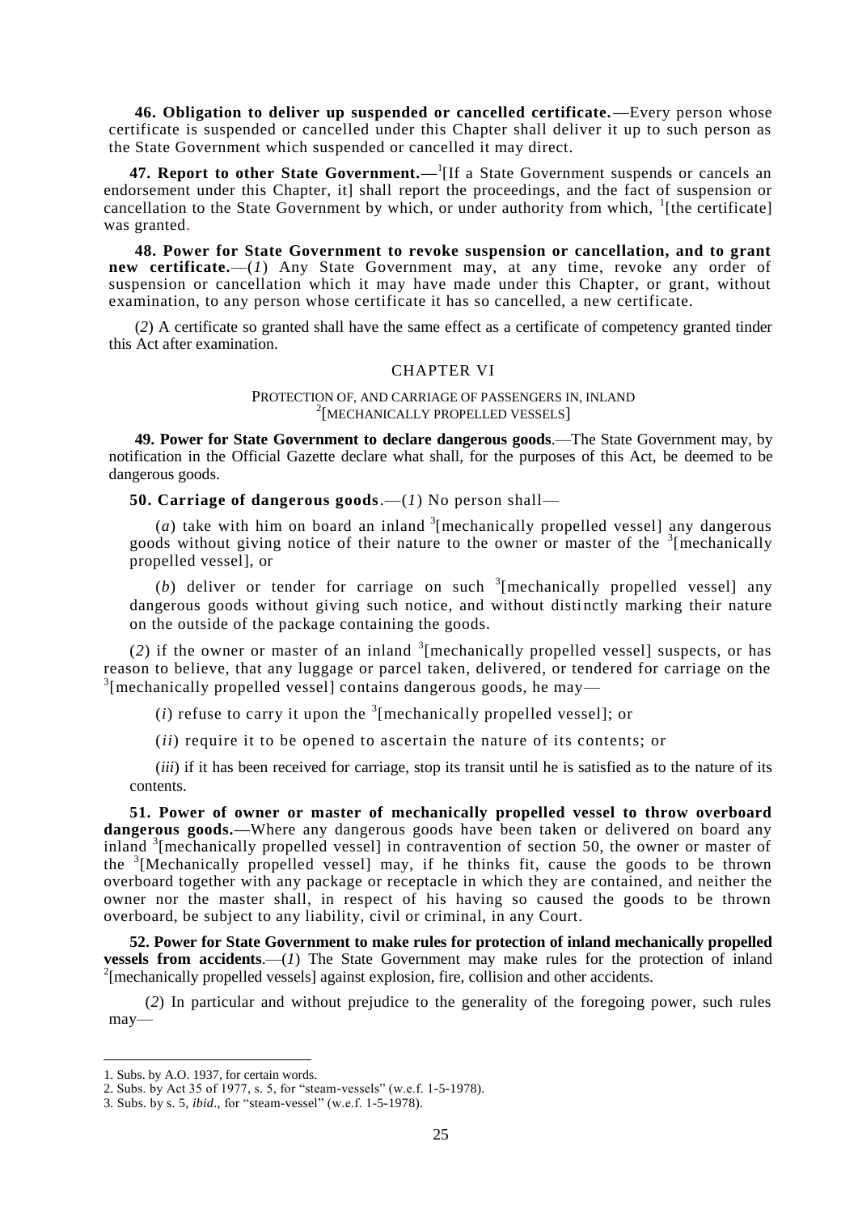**46. Obligation to deliver up suspended or cancelled certificate.—**Every person whose certificate is suspended or cancelled under this Chapter shall deliver it up to such person as the State Government which suspended or cancelled it may direct.

**47. Report to other State Government.—**[1][If a State Government suspends or cancels an endorsement under this Chapter, it] shall report the proceedings, and the fact of suspension or cancellation to the State Government by which, or under authority from which, [1][the certificate] was granted.

**48. Power for State Government to revoke suspension or cancellation, and to grant new certificate.**—(*1*) Any State Government may, at any time, revoke any order of suspension or cancellation which it may have made under this Chapter, or grant, without examination, to any person whose certificate it has so cancelled, a new certificate.

(*2*) A certificate so granted shall have the same effect as a certificate of competency granted tinder this Act after examination.

## CHAPTER VI

### PROTECTION OF, AND CARRIAGE OF PASSENGERS IN, INLAND [2][MECHANICALLY PROPELLED VESSELS]

**49. Power for State Government to declare dangerous goods**.—The State Government may, by notification in the Official Gazette declare what shall, for the purposes of this Act, be deemed to be dangerous goods.

**50. Carriage of dangerous goods**.—(*1*) No person shall—

(*a*) take with him on board an inland [3][mechanically propelled vessel] any dangerous goods without giving notice of their nature to the owner or master of the [3][mechanically propelled vessel], or

(*b*) deliver or tender for carriage on such [3][mechanically propelled vessel] any dangerous goods without giving such notice, and without distinctly marking their nature on the outside of the package containing the goods.

(*2*) if the owner or master of an inland [3][mechanically propelled vessel] suspects, or has reason to believe, that any luggage or parcel taken, delivered, or tendered for carriage on the [3][mechanically propelled vessel] contains dangerous goods, he may—

(*i*) refuse to carry it upon the [3][mechanically propelled vessel]; or

(*ii*) require it to be opened to ascertain the nature of its contents; or

(*iii*) if it has been received for carriage, stop its transit until he is satisfied as to the nature of its contents.

**51. Power of owner or master of mechanically propelled vessel to throw overboard dangerous goods.—**Where any dangerous goods have been taken or delivered on board any inland [3][mechanically propelled vessel] in contravention of section 50, the owner or master of the [3][Mechanically propelled vessel] may, if he thinks fit, cause the goods to be thrown overboard together with any package or receptacle in which they are contained, and neither the owner nor the master shall, in respect of his having so caused the goods to be thrown overboard, be subject to any liability, civil or criminal, in any Court.

**52. Power for State Government to make rules for protection of inland mechanically propelled vessels from accidents**.—(*1*) The State Government may make rules for the protection of inland [2][mechanically propelled vessels] against explosion, fire, collision and other accidents.

(*2*) In particular and without prejudice to the generality of the foregoing power, such rules may—

---

1. Subs. by A.O. 1937, for certain words.
2. Subs. by Act 35 of 1977, s. 5, for "steam-vessels" (w.e.f. 1-5-1978).
3. Subs. by s. 5, *ibid*., for "steam-vessel" (w.e.f. 1-5-1978).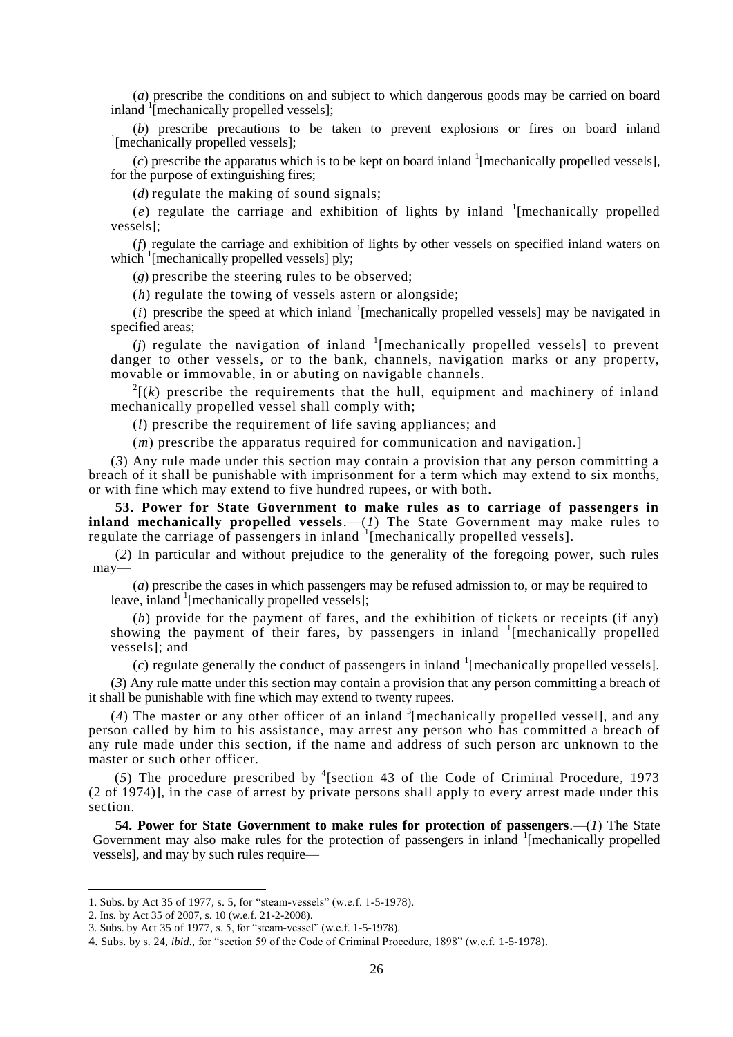(*a*) prescribe the conditions on and subject to which dangerous goods may be carried on board inland [1][mechanically propelled vessels];

(*b*) prescribe precautions to be taken to prevent explosions or fires on board inland [1][mechanically propelled vessels];

(*c*) prescribe the apparatus which is to be kept on board inland [1][mechanically propelled vessels], for the purpose of extinguishing fires;

(*d*) regulate the making of sound signals;

(*e*) regulate the carriage and exhibition of lights by inland [1][mechanically propelled vessels];

(*f*) regulate the carriage and exhibition of lights by other vessels on specified inland waters on which [1][mechanically propelled vessels] ply;

(*g*) prescribe the steering rules to be observed;

(*h*) regulate the towing of vessels astern or alongside;

(*i*) prescribe the speed at which inland [1][mechanically propelled vessels] may be navigated in specified areas;

(*j*) regulate the navigation of inland [1][mechanically propelled vessels] to prevent danger to other vessels, or to the bank, channels, navigation marks or any property, movable or immovable, in or abuting on navigable channels.

[2][(*k*) prescribe the requirements that the hull, equipment and machinery of inland mechanically propelled vessel shall comply with;

(*l*) prescribe the requirement of life saving appliances; and

(*m*) prescribe the apparatus required for communication and navigation.]

(*3*) Any rule made under this section may contain a provision that any person committing a breach of it shall be punishable with imprisonment for a term which may extend to six months, or with fine which may extend to five hundred rupees, or with both.

**53. Power for State Government to make rules as to carriage of passengers in inland mechanically propelled vessels**.—(*1*) The State Government may make rules to regulate the carriage of passengers in inland [1][mechanically propelled vessels].

(*2*) In particular and without prejudice to the generality of the foregoing power, such rules may—

(*a*) prescribe the cases in which passengers may be refused admission to, or may be required to leave, inland [1][mechanically propelled vessels];

(*b*) provide for the payment of fares, and the exhibition of tickets or receipts (if any) showing the payment of their fares, by passengers in inland [1][mechanically propelled vessels]; and

(*c*) regulate generally the conduct of passengers in inland [1][mechanically propelled vessels].

(*3*) Any rule matte under this section may contain a provision that any person committing a breach of it shall be punishable with fine which may extend to twenty rupees.

(*4*) The master or any other officer of an inland [3][mechanically propelled vessel], and any person called by him to his assistance, may arrest any person who has committed a breach of any rule made under this section, if the name and address of such person arc unknown to the master or such other officer.

(*5*) The procedure prescribed by [4][section 43 of the Code of Criminal Procedure, 1973 (2 of 1974)], in the case of arrest by private persons shall apply to every arrest made under this section.

**54. Power for State Government to make rules for protection of passengers**.—(*1*) The State Government may also make rules for the protection of passengers in inland [1][mechanically propelled vessels], and may by such rules require—

---

1. Subs. by Act 35 of 1977, s. 5, for "steam-vessels" (w.e.f. 1-5-1978).
2. Ins. by Act 35 of 2007, s. 10 (w.e.f. 21-2-2008).
3. Subs. by Act 35 of 1977, s. 5, for "steam-vessel" (w.e.f. 1-5-1978).
4. Subs. by s. 24, *ibid*., for "section 59 of the Code of Criminal Procedure, 1898" (w.e.f. 1-5-1978).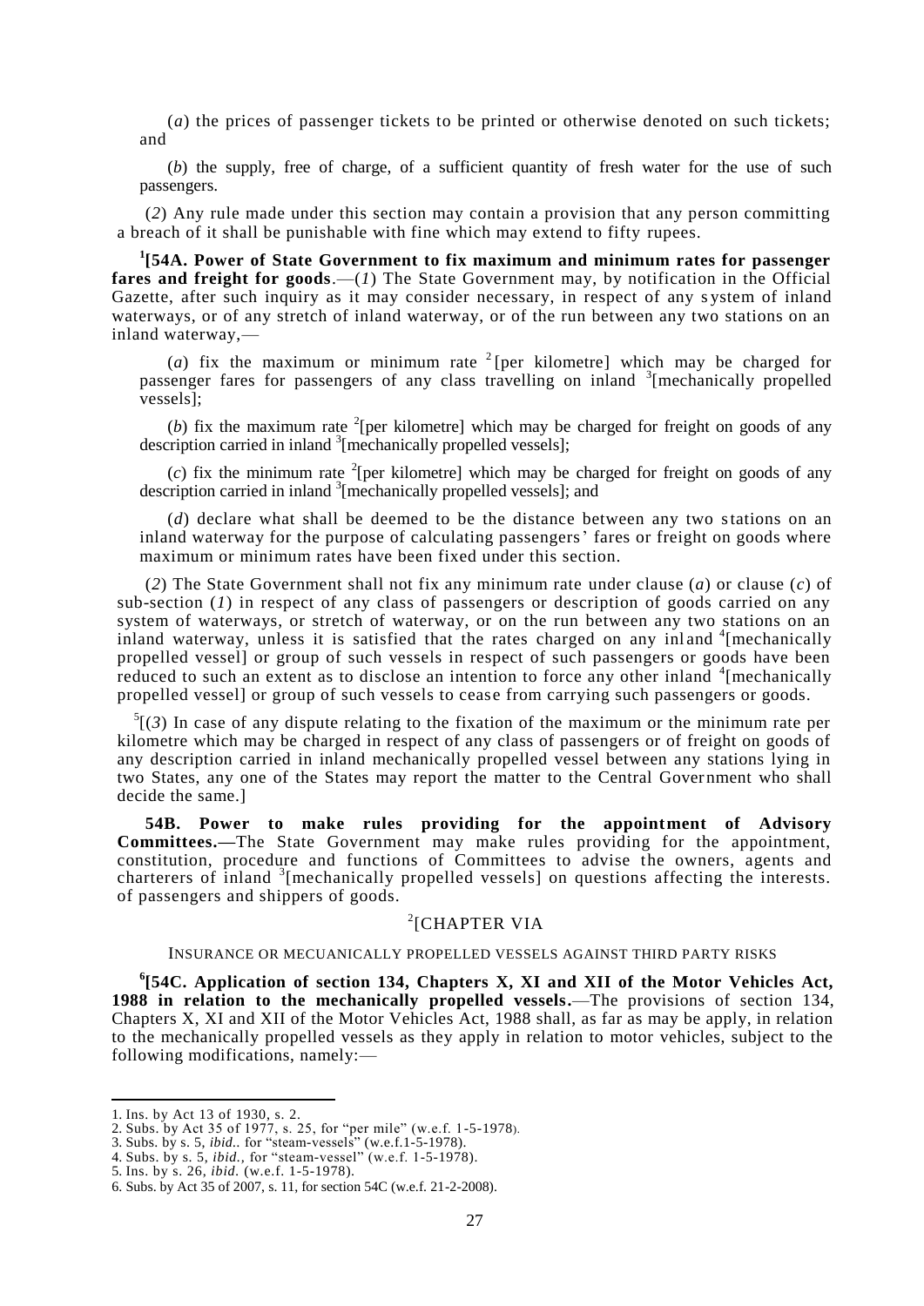(*a*) the prices of passenger tickets to be printed or otherwise denoted on such tickets; and

(*b*) the supply, free of charge, of a sufficient quantity of fresh water for the use of such passengers.

(*2*) Any rule made under this section may contain a provision that any person committing a breach of it shall be punishable with fine which may extend to fifty rupees.

[1][**54A. Power of State Government to fix maximum and minimum rates for passenger fares and freight for goods**.—(*1*) The State Government may, by notification in the Official Gazette, after such inquiry as it may consider necessary, in respect of any system of inland waterways, or of any stretch of inland waterway, or of the run between any two stations on an inland waterway,—

(*a*) fix the maximum or minimum rate [2][per kilometre] which may be charged for passenger fares for passengers of any class travelling on inland [3][mechanically propelled vessels];

(*b*) fix the maximum rate [2][per kilometre] which may be charged for freight on goods of any description carried in inland [3][mechanically propelled vessels];

(*c*) fix the minimum rate [2][per kilometre] which may be charged for freight on goods of any description carried in inland [3][mechanically propelled vessels]; and

(*d*) declare what shall be deemed to be the distance between any two stations on an inland waterway for the purpose of calculating passengers' fares or freight on goods where maximum or minimum rates have been fixed under this section.

(*2*) The State Government shall not fix any minimum rate under clause (*a*) or clause (*c*) of sub-section (*1*) in respect of any class of passengers or description of goods carried on any system of waterways, or stretch of waterway, or on the run between any two stations on an inland waterway, unless it is satisfied that the rates charged on any inland [4][mechanically propelled vessel] or group of such vessels in respect of such passengers or goods have been reduced to such an extent as to disclose an intention to force any other inland [4][mechanically propelled vessel] or group of such vessels to cease from carrying such passengers or goods.

[5][(*3*) In case of any dispute relating to the fixation of the maximum or the minimum rate per kilometre which may be charged in respect of any class of passengers or of freight on goods of any description carried in inland mechanically propelled vessel between any stations lying in two States, any one of the States may report the matter to the Central Government who shall decide the same.]

**54B. Power to make rules providing for the appointment of Advisory Committees.—**The State Government may make rules providing for the appointment, constitution, procedure and functions of Committees to advise the owners, agents and charterers of inland [3][mechanically propelled vessels] on questions affecting the interests. of passengers and shippers of goods.

[2][CHAPTER VIA

INSURANCE OR MECUANICALLY PROPELLED VESSELS AGAINST THIRD PARTY RISKS

[6][**54C. Application of section 134, Chapters X, XI and XII of the Motor Vehicles Act, 1988 in relation to the mechanically propelled vessels.**—The provisions of section 134, Chapters X, XI and XII of the Motor Vehicles Act, 1988 shall, as far as may be apply, in relation to the mechanically propelled vessels as they apply in relation to motor vehicles, subject to the following modifications, namely:—

---

1. Ins. by Act 13 of 1930, s. 2.
2. Subs. by Act 35 of 1977, s. 25, for "per mile" (w.e.f. 1-5-1978).
3. Subs. by s. 5, *ibid.*. for "steam-vessels" (w.e.f.1-5-1978).
4. Subs. by s. 5, *ibid.,* for "steam-vessel" (w.e.f. 1-5-1978).
5. Ins. by s. 26, *ibid.* (w.e.f. 1-5-1978).
6. Subs. by Act 35 of 2007, s. 11, for section 54C (w.e.f. 21-2-2008).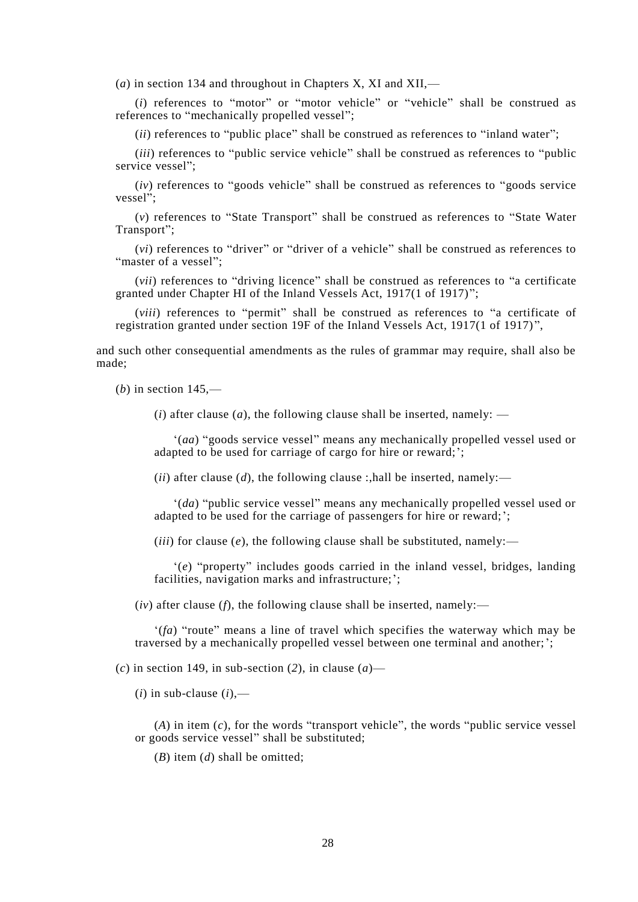(*a*) in section 134 and throughout in Chapters X, XI and XII,—

(*i*) references to "motor" or "motor vehicle" or "vehicle" shall be construed as references to "mechanically propelled vessel";

(*ii*) references to "public place" shall be construed as references to "inland water";

(*iii*) references to "public service vehicle" shall be construed as references to "public service vessel";

(*iv*) references to "goods vehicle" shall be construed as references to "goods service vessel";

(*v*) references to "State Transport" shall be construed as references to "State Water Transport";

(*vi*) references to "driver" or "driver of a vehicle" shall be construed as references to "master of a vessel";

(*vii*) references to "driving licence" shall be construed as references to "a certificate granted under Chapter HI of the Inland Vessels Act, 1917(1 of 1917)";

(*viii*) references to "permit" shall be construed as references to "a certificate of registration granted under section 19F of the Inland Vessels Act, 1917(1 of 1917)",

and such other consequential amendments as the rules of grammar may require, shall also be made;

(*b*) in section 145,—

(*i*) after clause (*a*), the following clause shall be inserted, namely: —

'(*aa*) "goods service vessel" means any mechanically propelled vessel used or adapted to be used for carriage of cargo for hire or reward;';

(*ii*) after clause (*d*), the following clause :,hall be inserted, namely:—

'(*da*) "public service vessel" means any mechanically propelled vessel used or adapted to be used for the carriage of passengers for hire or reward;';

(*iii*) for clause (*e*), the following clause shall be substituted, namely:—

'(*e*) "property" includes goods carried in the inland vessel, bridges, landing facilities, navigation marks and infrastructure;';

(*iv*) after clause (*f*), the following clause shall be inserted, namely:—

'(*fa*) "route" means a line of travel which specifies the waterway which may be traversed by a mechanically propelled vessel between one terminal and another;';

(*c*) in section 149, in sub-section (*2*), in clause (*a*)—

(*i*) in sub-clause (*i*),—

(*A*) in item (*c*), for the words "transport vehicle", the words "public service vessel or goods service vessel" shall be substituted;

(*B*) item (*d*) shall be omitted;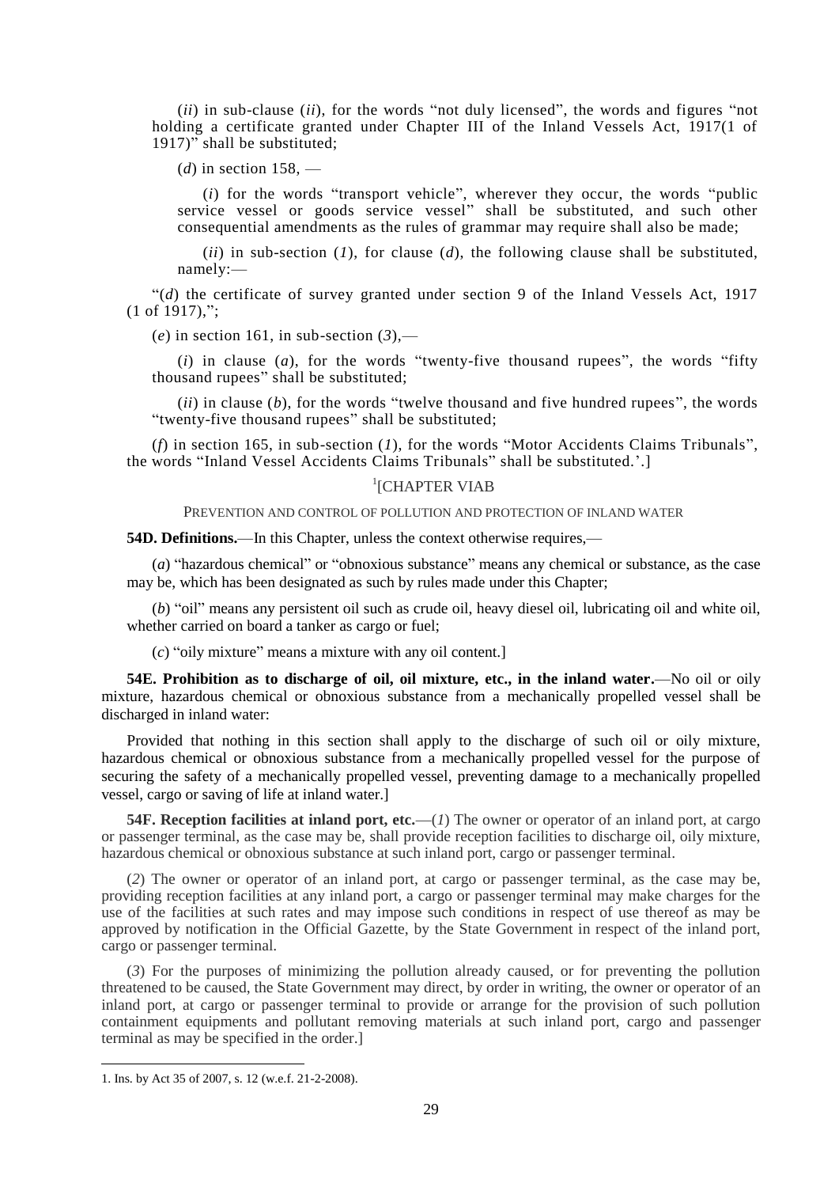(*ii*) in sub-clause (*ii*), for the words "not duly licensed", the words and figures "not holding a certificate granted under Chapter III of the Inland Vessels Act, 1917(1 of 1917)" shall be substituted;

(*d*) in section 158, —

(*i*) for the words "transport vehicle", wherever they occur, the words "public service vessel or goods service vessel" shall be substituted, and such other consequential amendments as the rules of grammar may require shall also be made;

(*ii*) in sub-section (*1*), for clause (*d*), the following clause shall be substituted, namely:—

"(*d*) the certificate of survey granted under section 9 of the Inland Vessels Act, 1917 (1 of 1917),";

(*e*) in section 161, in sub-section (*3*),—

(*i*) in clause (*a*), for the words "twenty-five thousand rupees", the words "fifty thousand rupees" shall be substituted;

(*ii*) in clause (*b*), for the words "twelve thousand and five hundred rupees", the words "twenty-five thousand rupees" shall be substituted;

(*f*) in section 165, in sub-section (*1*), for the words "Motor Accidents Claims Tribunals", the words "Inland Vessel Accidents Claims Tribunals" shall be substituted.'.]

## [1][CHAPTER VIAB

### PREVENTION AND CONTROL OF POLLUTION AND PROTECTION OF INLAND WATER

**54D. Definitions.**—In this Chapter, unless the context otherwise requires,—

(*a*) "hazardous chemical" or "obnoxious substance" means any chemical or substance, as the case may be, which has been designated as such by rules made under this Chapter;

(*b*) "oil" means any persistent oil such as crude oil, heavy diesel oil, lubricating oil and white oil, whether carried on board a tanker as cargo or fuel;

(*c*) "oily mixture" means a mixture with any oil content.]

**54E. Prohibition as to discharge of oil, oil mixture, etc., in the inland water.**—No oil or oily mixture, hazardous chemical or obnoxious substance from a mechanically propelled vessel shall be discharged in inland water:

Provided that nothing in this section shall apply to the discharge of such oil or oily mixture, hazardous chemical or obnoxious substance from a mechanically propelled vessel for the purpose of securing the safety of a mechanically propelled vessel, preventing damage to a mechanically propelled vessel, cargo or saving of life at inland water.]

**54F. Reception facilities at inland port, etc.**—(*1*) The owner or operator of an inland port, at cargo or passenger terminal, as the case may be, shall provide reception facilities to discharge oil, oily mixture, hazardous chemical or obnoxious substance at such inland port, cargo or passenger terminal.

(*2*) The owner or operator of an inland port, at cargo or passenger terminal, as the case may be, providing reception facilities at any inland port, a cargo or passenger terminal may make charges for the use of the facilities at such rates and may impose such conditions in respect of use thereof as may be approved by notification in the Official Gazette, by the State Government in respect of the inland port, cargo or passenger terminal.

(*3*) For the purposes of minimizing the pollution already caused, or for preventing the pollution threatened to be caused, the State Government may direct, by order in writing, the owner or operator of an inland port, at cargo or passenger terminal to provide or arrange for the provision of such pollution containment equipments and pollutant removing materials at such inland port, cargo and passenger terminal as may be specified in the order.]

---

1. Ins. by Act 35 of 2007, s. 12 (w.e.f. 21-2-2008).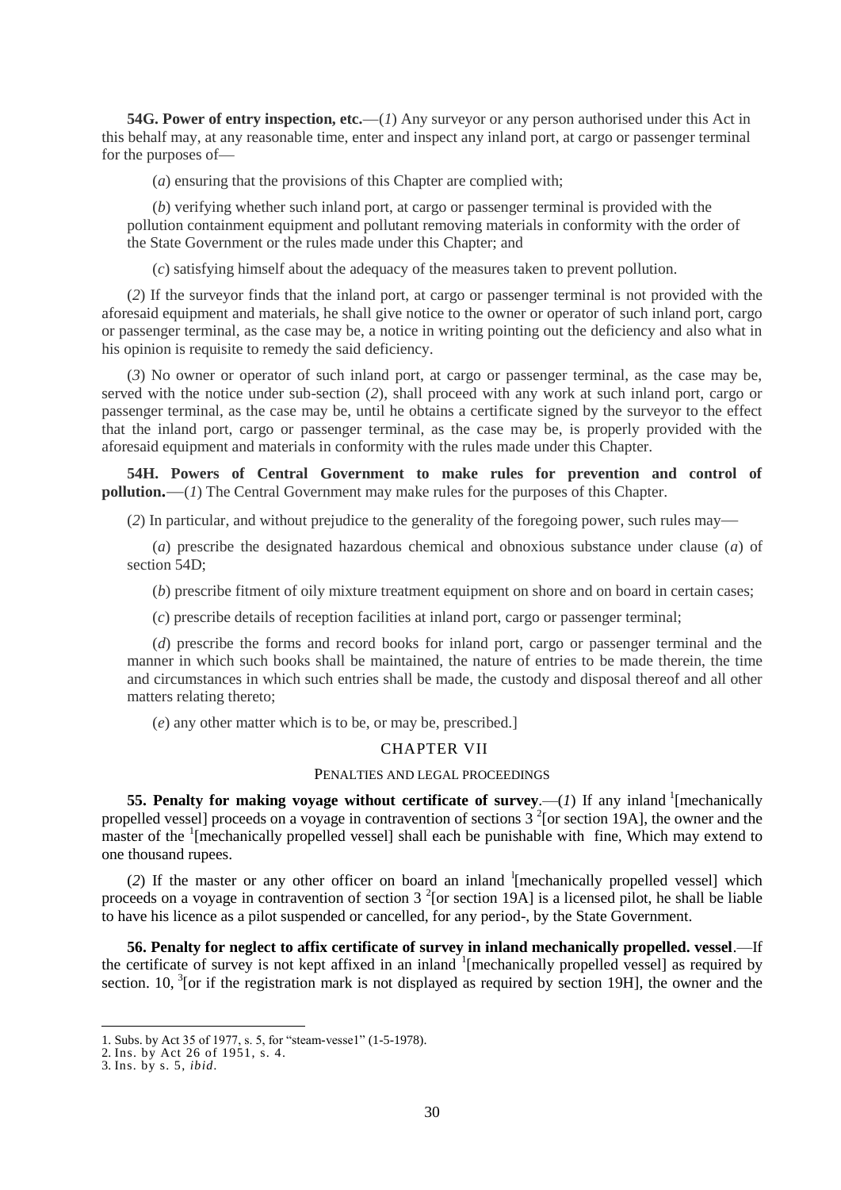**54G. Power of entry inspection, etc.**—(*1*) Any surveyor or any person authorised under this Act in this behalf may, at any reasonable time, enter and inspect any inland port, at cargo or passenger terminal for the purposes of—

(*a*) ensuring that the provisions of this Chapter are complied with;

(*b*) verifying whether such inland port, at cargo or passenger terminal is provided with the pollution containment equipment and pollutant removing materials in conformity with the order of the State Government or the rules made under this Chapter; and

(*c*) satisfying himself about the adequacy of the measures taken to prevent pollution.

(*2*) If the surveyor finds that the inland port, at cargo or passenger terminal is not provided with the aforesaid equipment and materials, he shall give notice to the owner or operator of such inland port, cargo or passenger terminal, as the case may be, a notice in writing pointing out the deficiency and also what in his opinion is requisite to remedy the said deficiency.

(*3*) No owner or operator of such inland port, at cargo or passenger terminal, as the case may be, served with the notice under sub-section (*2*), shall proceed with any work at such inland port, cargo or passenger terminal, as the case may be, until he obtains a certificate signed by the surveyor to the effect that the inland port, cargo or passenger terminal, as the case may be, is properly provided with the aforesaid equipment and materials in conformity with the rules made under this Chapter.

**54H. Powers of Central Government to make rules for prevention and control of pollution.**—(*1*) The Central Government may make rules for the purposes of this Chapter.

(*2*) In particular, and without prejudice to the generality of the foregoing power, such rules may—

(*a*) prescribe the designated hazardous chemical and obnoxious substance under clause (*a*) of section 54D;

(*b*) prescribe fitment of oily mixture treatment equipment on shore and on board in certain cases;

(*c*) prescribe details of reception facilities at inland port, cargo or passenger terminal;

(*d*) prescribe the forms and record books for inland port, cargo or passenger terminal and the manner in which such books shall be maintained, the nature of entries to be made therein, the time and circumstances in which such entries shall be made, the custody and disposal thereof and all other matters relating thereto;

(*e*) any other matter which is to be, or may be, prescribed.]

## CHAPTER VII

### PENALTIES AND LEGAL PROCEEDINGS

**55. Penalty for making voyage without certificate of survey**.—(*1*) If any inland [1][mechanically propelled vessel] proceeds on a voyage in contravention of sections 3 [2][or section 19A], the owner and the master of the [1][mechanically propelled vessel] shall each be punishable with fine, Which may extend to one thousand rupees.

(*2*) If the master or any other officer on board an inland [1][mechanically propelled vessel] which proceeds on a voyage in contravention of section 3 [2][or section 19A] is a licensed pilot, he shall be liable to have his licence as a pilot suspended or cancelled, for any period-, by the State Government.

**56. Penalty for neglect to affix certificate of survey in inland mechanically propelled. vessel**.—If the certificate of survey is not kept affixed in an inland [1][mechanically propelled vessel] as required by section. 10, [3][or if the registration mark is not displayed as required by section 19H], the owner and the

---

1. Subs. by Act 35 of 1977, s. 5, for "steam-vesse1" (1-5-1978).
2. Ins. by Act 26 of 1951, s. 4.
3. Ins. by s. 5, *ibid*.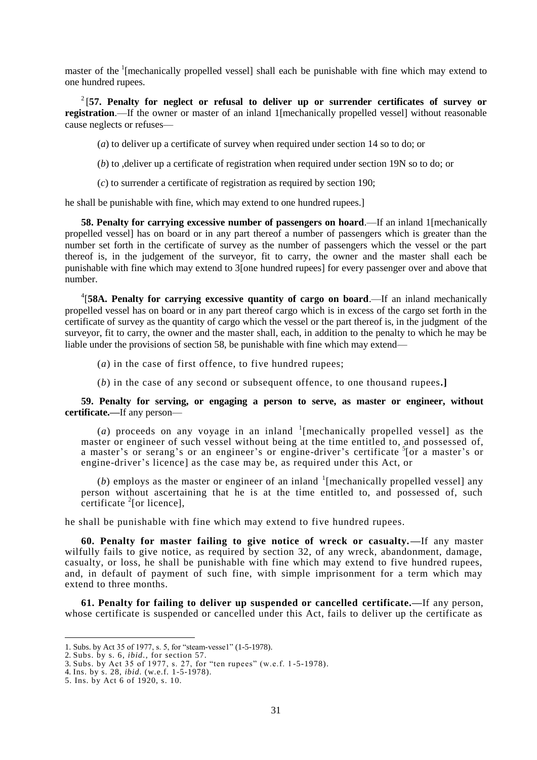master of the [1][mechanically propelled vessel] shall each be punishable with fine which may extend to one hundred rupees.

[2][**57. Penalty for neglect or refusal to deliver up or surrender certificates of survey or registration**.—If the owner or master of an inland 1[mechanically propelled vessel] without reasonable cause neglects or refuses—

(*a*) to deliver up a certificate of survey when required under section 14 so to do; or

(*b*) to ,deliver up a certificate of registration when required under section 19N so to do; or

(*c*) to surrender a certificate of registration as required by section 19O;

he shall be punishable with fine, which may extend to one hundred rupees.]

**58. Penalty for carrying excessive number of passengers on hoard**.—If an inland 1[mechanically propelled vessel] has on board or in any part thereof a number of passengers which is greater than the number set forth in the certificate of survey as the number of passengers which the vessel or the part thereof is, in the judgement of the surveyor, fit to carry, the owner and the master shall each be punishable with fine which may extend to 3[one hundred rupees] for every passenger over and above that number.

[4][**58A. Penalty for carrying excessive quantity of cargo on board**.—If an inland mechanically propelled vessel has on board or in any part thereof cargo which is in excess of the cargo set forth in the certificate of survey as the quantity of cargo which the vessel or the part thereof is, in the judgment of the surveyor, fit to carry, the owner and the master shall, each, in addition to the penalty to which he may be liable under the provisions of section 58, be punishable with fine which may extend—

(*a*) in the case of first offence, to five hundred rupees;

(*b*) in the case of any second or subsequent offence, to one thousand rupees.**]**

**59. Penalty for serving, or engaging a person to serve, as master or engineer, without certificate.—**If any person—

(*a*) proceeds on any voyage in an inland [1][mechanically propelled vessel] as the master or engineer of such vessel without being at the time entitled to, and possessed of, a master's or serang's or an engineer's or engine-driver's certificate [5][or a master's or engine-driver's licence] as the case may be, as required under this Act, or

(*b*) employs as the master or engineer of an inland [1][mechanically propelled vessel] any person without ascertaining that he is at the time entitled to, and possessed of, such certificate [2][or licence],

he shall be punishable with fine which may extend to five hundred rupees.

**60. Penalty for master failing to give notice of wreck or casualty.—**If any master wilfully fails to give notice, as required by section 32, of any wreck, abandonment, damage, casualty, or loss, he shall be punishable with fine which may extend to five hundred rupees, and, in default of payment of such fine, with simple imprisonment for a term which may extend to three months.

**61. Penalty for failing to deliver up suspended or cancelled certificate.—**If any person, whose certificate is suspended or cancelled under this Act, fails to deliver up the certificate as

---

1. Subs. by Act 35 of 1977, s. 5, for "steam-vesse1" (1-5-1978).
2. Subs. by s. 6, *ibid.*, for section 57.
3. Subs. by Act 35 of 1977, s. 27, for "ten rupees" (w.e.f. 1-5-1978).
4. Ins. by s. 28, *ibid*. (w.e.f. 1-5-1978).
5. Ins. by Act 6 of 1920, s. 10.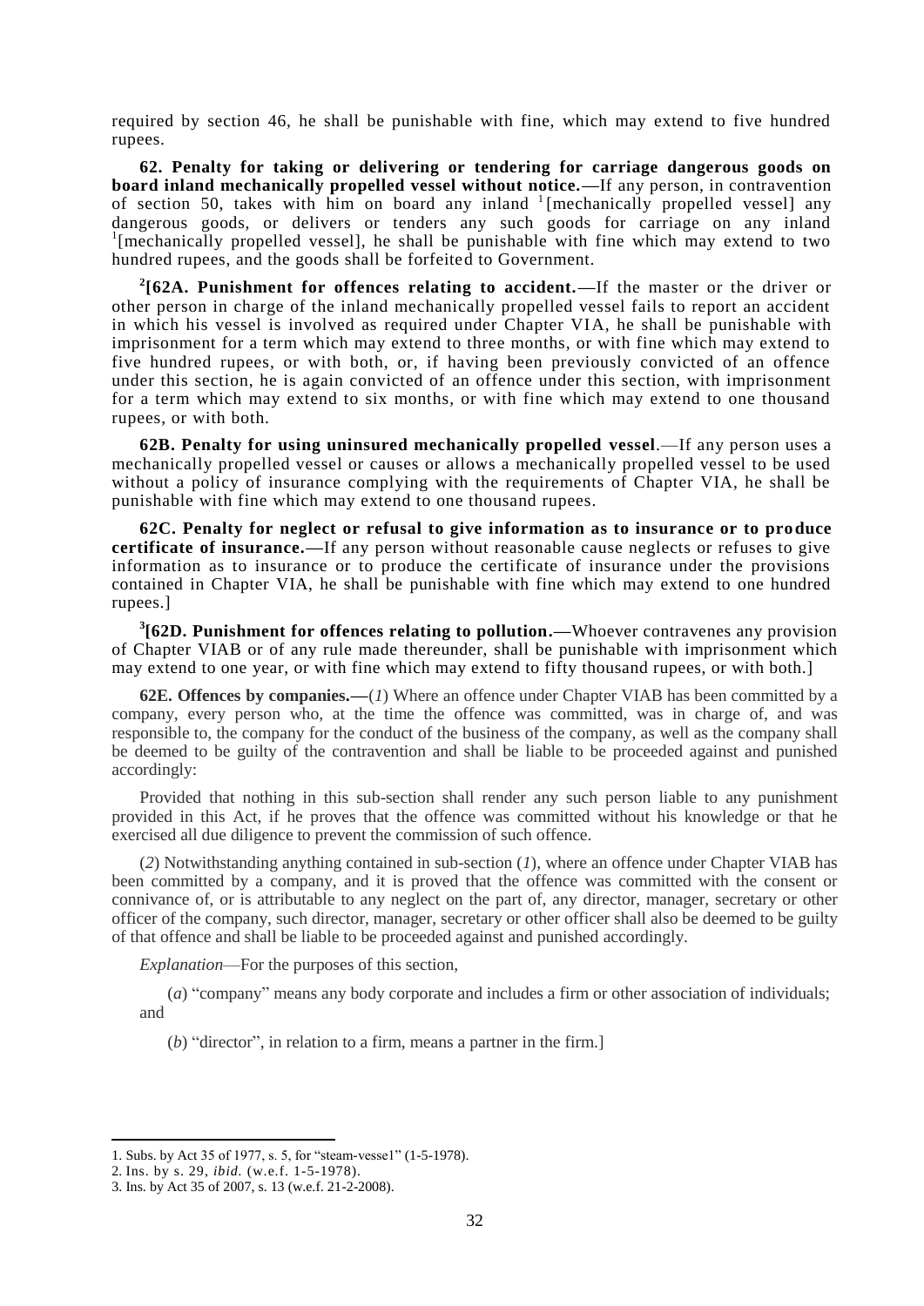required by section 46, he shall be punishable with fine, which may extend to five hundred rupees.

**62. Penalty for taking or delivering or tendering for carriage dangerous goods on board inland mechanically propelled vessel without notice.—**If any person, in contravention of section 50, takes with him on board any inland [1][mechanically propelled vessel] any dangerous goods, or delivers or tenders any such goods for carriage on any inland [1][mechanically propelled vessel], he shall be punishable with fine which may extend to two hundred rupees, and the goods shall be forfeited to Government.

[2]**[62A. Punishment for offences relating to accident.—**If the master or the driver or other person in charge of the inland mechanically propelled vessel fails to report an accident in which his vessel is involved as required under Chapter VIA, he shall be punishable with imprisonment for a term which may extend to three months, or with fine which may extend to five hundred rupees, or with both, or, if having been previously convicted of an offence under this section, he is again convicted of an offence under this section, with imprisonment for a term which may extend to six months, or with fine which may extend to one thousand rupees, or with both.

**62B. Penalty for using uninsured mechanically propelled vessel**.—If any person uses a mechanically propelled vessel or causes or allows a mechanically propelled vessel to be used without a policy of insurance complying with the requirements of Chapter VIA, he shall be punishable with fine which may extend to one thousand rupees.

**62C. Penalty for neglect or refusal to give information as to insurance or to produce certificate of insurance.—**If any person without reasonable cause neglects or refuses to give information as to insurance or to produce the certificate of insurance under the provisions contained in Chapter VIA, he shall be punishable with fine which may extend to one hundred rupees.]

[3]**[62D. Punishment for offences relating to pollution.—**Whoever contravenes any provision of Chapter VIAB or of any rule made thereunder, shall be punishable with imprisonment which may extend to one year, or with fine which may extend to fifty thousand rupees, or with both.]

**62E. Offences by companies.—**(*1*) Where an offence under Chapter VIAB has been committed by a company, every person who, at the time the offence was committed, was in charge of, and was responsible to, the company for the conduct of the business of the company, as well as the company shall be deemed to be guilty of the contravention and shall be liable to be proceeded against and punished accordingly:

Provided that nothing in this sub-section shall render any such person liable to any punishment provided in this Act, if he proves that the offence was committed without his knowledge or that he exercised all due diligence to prevent the commission of such offence.

(*2*) Notwithstanding anything contained in sub-section (*1*), where an offence under Chapter VIAB has been committed by a company, and it is proved that the offence was committed with the consent or connivance of, or is attributable to any neglect on the part of, any director, manager, secretary or other officer of the company, such director, manager, secretary or other officer shall also be deemed to be guilty of that offence and shall be liable to be proceeded against and punished accordingly.

*Explanation*—For the purposes of this section,

(*a*) "company" means any body corporate and includes a firm or other association of individuals; and

(*b*) "director", in relation to a firm, means a partner in the firm.]

---

1. Subs. by Act 35 of 1977, s. 5, for "steam-vesse1" (1-5-1978).
2. Ins. by s. 29, *ibid.* (w.e.f. 1-5-1978).
3. Ins. by Act 35 of 2007, s. 13 (w.e.f. 21-2-2008).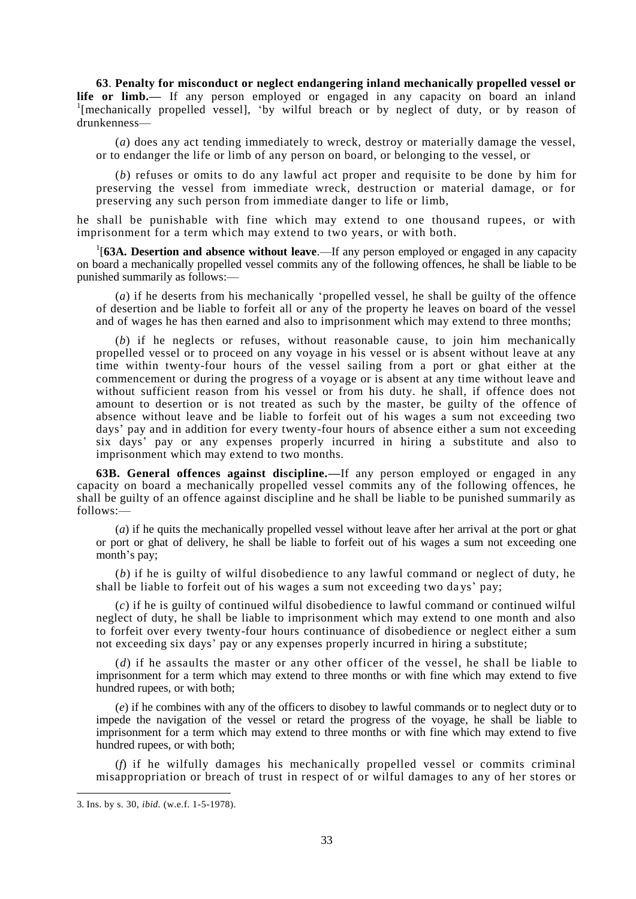**63**. **Penalty for misconduct or neglect endangering inland mechanically propelled vessel or life or limb.—** If any person employed or engaged in any capacity on board an inland [1][mechanically propelled vessel], 'by wilful breach or by neglect of duty, or by reason of drunkenness—

(*a*) does any act tending immediately to wreck, destroy or materially damage the vessel, or to endanger the life or limb of any person on board, or belonging to the vessel, or

(*b*) refuses or omits to do any lawful act proper and requisite to be done by him for preserving the vessel from immediate wreck, destruction or material damage, or for preserving any such person from immediate danger to life or limb,

he shall be punishable with fine which may extend to one thousand rupees, or with imprisonment for a term which may extend to two years, or with both.

[1][**63A. Desertion and absence without leave**.—If any person employed or engaged in any capacity on board a mechanically propelled vessel commits any of the following offences, he shall be liable to be punished summarily as follows:—

(*a*) if he deserts from his mechanically 'propelled vessel, he shall be guilty of the offence of desertion and be liable to forfeit all or any of the property he leaves on board of the vessel and of wages he has then earned and also to imprisonment which may extend to three months;

(*b*) if he neglects or refuses, without reasonable cause, to join him mechanically propelled vessel or to proceed on any voyage in his vessel or is absent without leave at any time within twenty-four hours of the vessel sailing from a port or ghat either at the commencement or during the progress of a voyage or is absent at any time without leave and without sufficient reason from his vessel or from his duty. he shall, if offence does not amount to desertion or is not treated as such by the master, be guilty of the offence of absence without leave and be liable to forfeit out of his wages a sum not exceeding two days' pay and in addition for every twenty-four hours of absence either a sum not exceeding six days' pay or any expenses properly incurred in hiring a substitute and also to imprisonment which may extend to two months.

**63B. General offences against discipline.—**If any person employed or engaged in any capacity on board a mechanically propelled vessel commits any of the following offences, he shall be guilty of an offence against discipline and he shall be liable to be punished summarily as follows:—

(*a*) if he quits the mechanically propelled vessel without leave after her arrival at the port or ghat or port or ghat of delivery, he shall be liable to forfeit out of his wages a sum not exceeding one month's pay;

(*b*) if he is guilty of wilful disobedience to any lawful command or neglect of duty, he shall be liable to forfeit out of his wages a sum not exceeding two days' pay;

(*c*) if he is guilty of continued wilful disobedience to lawful command or continued wilful neglect of duty, he shall be liable to imprisonment which may extend to one month and also to forfeit over every twenty-four hours continuance of disobedience or neglect either a sum not exceeding six days' pay or any expenses properly incurred in hiring a substitute;

(*d*) if he assaults the master or any other officer of the vessel, he shall be liable to imprisonment for a term which may extend to three months or with fine which may extend to five hundred rupees, or with both;

(*e*) if he combines with any of the officers to disobey to lawful commands or to neglect duty or to impede the navigation of the vessel or retard the progress of the voyage, he shall be liable to imprisonment for a term which may extend to three months or with fine which may extend to five hundred rupees, or with both;

(*f*) if he wilfully damages his mechanically propelled vessel or commits criminal misappropriation or breach of trust in respect of or wilful damages to any of her stores or

---

3. Ins. by s. 30, *ibid.* (w.e.f. 1-5-1978).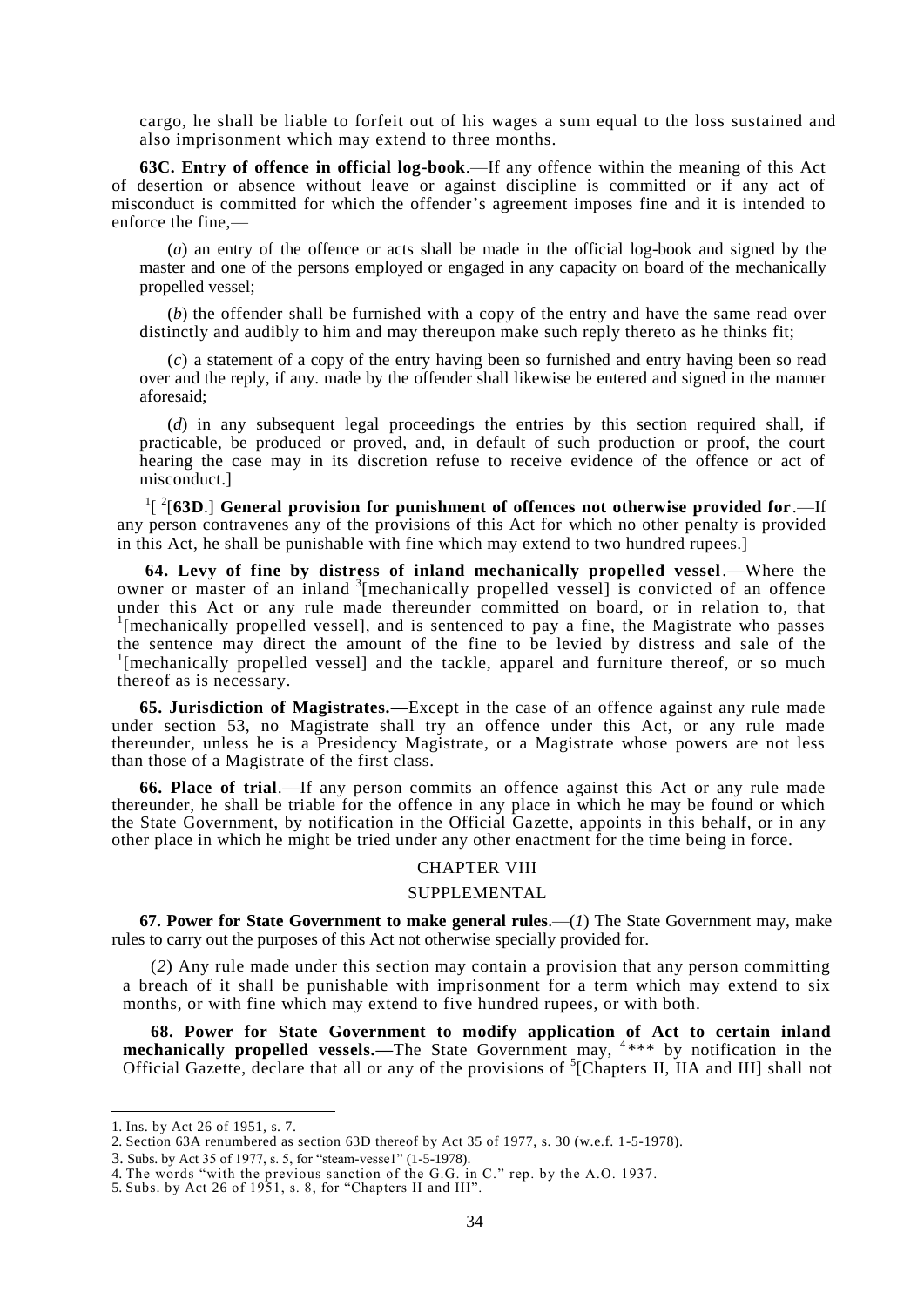cargo, he shall be liable to forfeit out of his wages a sum equal to the loss sustained and also imprisonment which may extend to three months.

**63C. Entry of offence in official log-book**.—If any offence within the meaning of this Act of desertion or absence without leave or against discipline is committed or if any act of misconduct is committed for which the offender's agreement imposes fine and it is intended to enforce the fine,—

(*a*) an entry of the offence or acts shall be made in the official log-book and signed by the master and one of the persons employed or engaged in any capacity on board of the mechanically propelled vessel;

(*b*) the offender shall be furnished with a copy of the entry and have the same read over distinctly and audibly to him and may thereupon make such reply thereto as he thinks fit;

(*c*) a statement of a copy of the entry having been so furnished and entry having been so read over and the reply, if any. made by the offender shall likewise be entered and signed in the manner aforesaid;

(*d*) in any subsequent legal proceedings the entries by this section required shall, if practicable, be produced or proved, and, in default of such production or proof, the court hearing the case may in its discretion refuse to receive evidence of the offence or act of misconduct.]

[1][ [2][**63D**.] **General provision for punishment of offences not otherwise provided for**.—If any person contravenes any of the provisions of this Act for which no other penalty is provided in this Act, he shall be punishable with fine which may extend to two hundred rupees.]

**64. Levy of fine by distress of inland mechanically propelled vessel**.—Where the owner or master of an inland [3][mechanically propelled vessel] is convicted of an offence under this Act or any rule made thereunder committed on board, or in relation to, that [1][mechanically propelled vessel], and is sentenced to pay a fine, the Magistrate who passes the sentence may direct the amount of the fine to be levied by distress and sale of the [1][mechanically propelled vessel] and the tackle, apparel and furniture thereof, or so much thereof as is necessary.

**65. Jurisdiction of Magistrates.—**Except in the case of an offence against any rule made under section 53, no Magistrate shall try an offence under this Act, or any rule made thereunder, unless he is a Presidency Magistrate, or a Magistrate whose powers are not less than those of a Magistrate of the first class.

**66. Place of trial**.—If any person commits an offence against this Act or any rule made thereunder, he shall be triable for the offence in any place in which he may be found or which the State Government, by notification in the Official Gazette, appoints in this behalf, or in any other place in which he might be tried under any other enactment for the time being in force.

## CHAPTER VIII

## SUPPLEMENTAL

**67. Power for State Government to make general rules**.—(*1*) The State Government may, make rules to carry out the purposes of this Act not otherwise specially provided for.

(*2*) Any rule made under this section may contain a provision that any person committing a breach of it shall be punishable with imprisonment for a term which may extend to six months, or with fine which may extend to five hundred rupees, or with both.

**68. Power for State Government to modify application of Act to certain inland mechanically propelled vessels.—**The State Government may, [4]*** by notification in the Official Gazette, declare that all or any of the provisions of [5][Chapters II, IIA and III] shall not

---

1. Ins. by Act 26 of 1951, s. 7.
2. Section 63A renumbered as section 63D thereof by Act 35 of 1977, s. 30 (w.e.f. 1-5-1978).
3. Subs. by Act 35 of 1977, s. 5, for "steam-vesse1" (1-5-1978).
4. The words "with the previous sanction of the G.G. in C." rep. by the A.O. 1937.
5. Subs. by Act 26 of 1951, s. 8, for "Chapters II and III".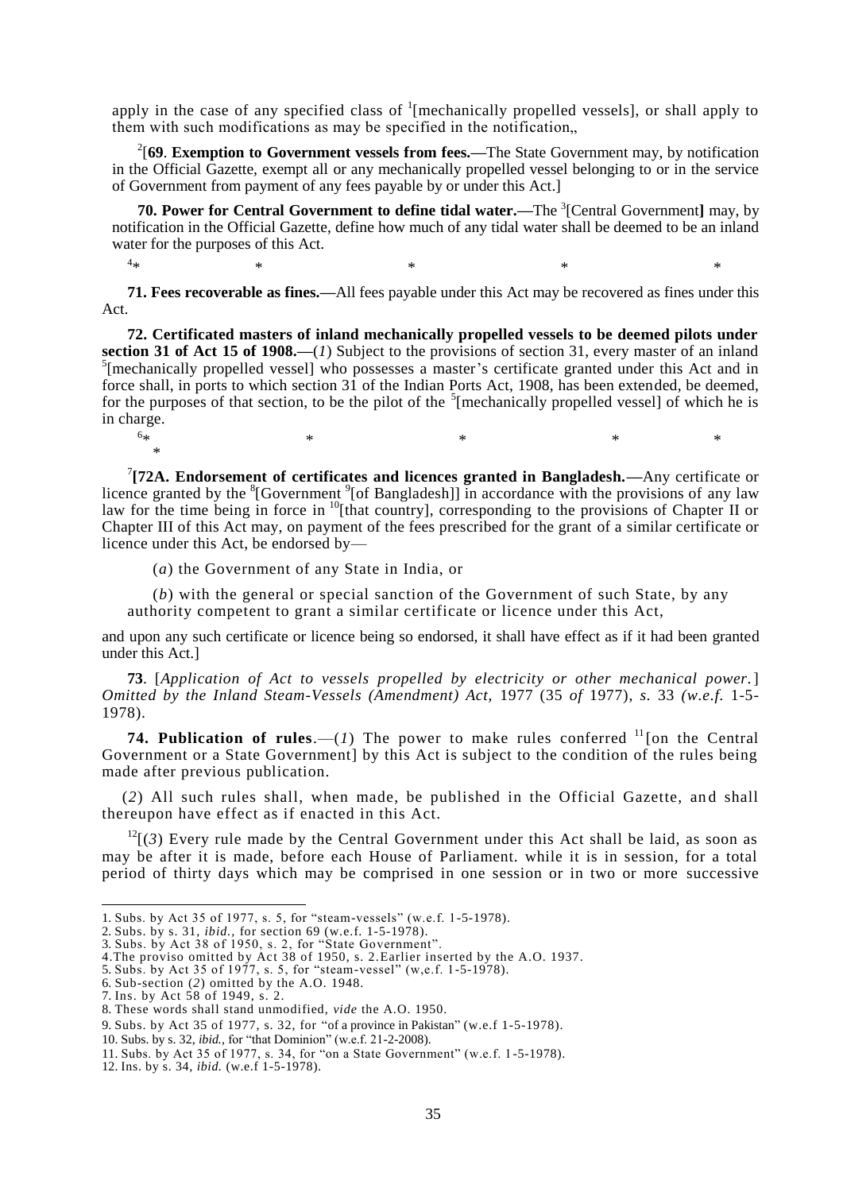apply in the case of any specified class of [1][mechanically propelled vessels], or shall apply to them with such modifications as may be specified in the notification,,

[2][**69**. **Exemption to Government vessels from fees.—**The State Government may, by notification in the Official Gazette, exempt all or any mechanically propelled vessel belonging to or in the service of Government from payment of any fees payable by or under this Act.]

**70. Power for Central Government to define tidal water.—**The [3][Central Government**]** may, by notification in the Official Gazette, define how much of any tidal water shall be deemed to be an inland water for the purposes of this Act.

[4]* * * * *

**71. Fees recoverable as fines.—**All fees payable under this Act may be recovered as fines under this Act.

**72. Certificated masters of inland mechanically propelled vessels to be deemed pilots under section 31 of Act 15 of 1908.—**(*1*) Subject to the provisions of section 31, every master of an inland [5][mechanically propelled vessel] who possesses a master's certificate granted under this Act and in force shall, in ports to which section 31 of the Indian Ports Act, 1908, has been extended, be deemed, for the purposes of that section, to be the pilot of the [5][mechanically propelled vessel] of which he is in charge.

[6]* * * * *

[7]**[72A. Endorsement of certificates and licences granted in Bangladesh.—**Any certificate or licence granted by the [8][Government [9][of Bangladesh]] in accordance with the provisions of any law law for the time being in force in [10][that country], corresponding to the provisions of Chapter II or Chapter III of this Act may, on payment of the fees prescribed for the grant of a similar certificate or licence under this Act, be endorsed by—

(*a*) the Government of any State in India, or

(*b*) with the general or special sanction of the Government of such State, by any authority competent to grant a similar certificate or licence under this Act,

and upon any such certificate or licence being so endorsed, it shall have effect as if it had been granted under this Act.]

**73**. [*Application of Act to vessels propelled by electricity or other mechanical power.*] *Omitted by the Inland Steam-Vessels (Amendment) Act*, 1977 (35 *of* 1977), *s.* 33 *(w.e.f.* 1-5-1978).

**74. Publication of rules**.—(*1*) The power to make rules conferred [11][on the Central Government or a State Government] by this Act is subject to the condition of the rules being made after previous publication.

(*2*) All such rules shall, when made, be published in the Official Gazette, and shall thereupon have effect as if enacted in this Act.

[12][(*3*) Every rule made by the Central Government under this Act shall be laid, as soon as may be after it is made, before each House of Parliament. while it is in session, for a total period of thirty days which may be comprised in one session or in two or more successive

---

1. Subs. by Act 35 of 1977, s. 5, for "steam-vessels" (w.e.f. 1-5-1978).
2. Subs. by s. 31, *ibid.*, for section 69 (w.e.f. 1-5-1978).
3. Subs. by Act 38 of 1950, s. 2, for "State Government".
4. The proviso omitted by Act 38 of 1950, s. 2.Earlier inserted by the A.O. 1937.
5. Subs. by Act 35 of 1977, s. 5, for "steam-vessel" (w,e.f. 1-5-1978).
6. Sub-section (*2*) omitted by the A.O. 1948.
7. Ins. by Act 58 of 1949, s. 2.
8. These words shall stand unmodified, *vide* the A.O. 1950.
9. Subs. by Act 35 of 1977, s. 32, for "of a province in Pakistan" (w.e.f 1-5-1978).
10. Subs. by s. 32, *ibid.*, for "that Dominion" (w.e.f. 21-2-2008).
11. Subs. by Act 35 of 1977, s. 34, for "on a State Government" (w.e.f. 1-5-1978).
12. Ins. by s. 34, *ibid.* (w.e.f 1-5-1978).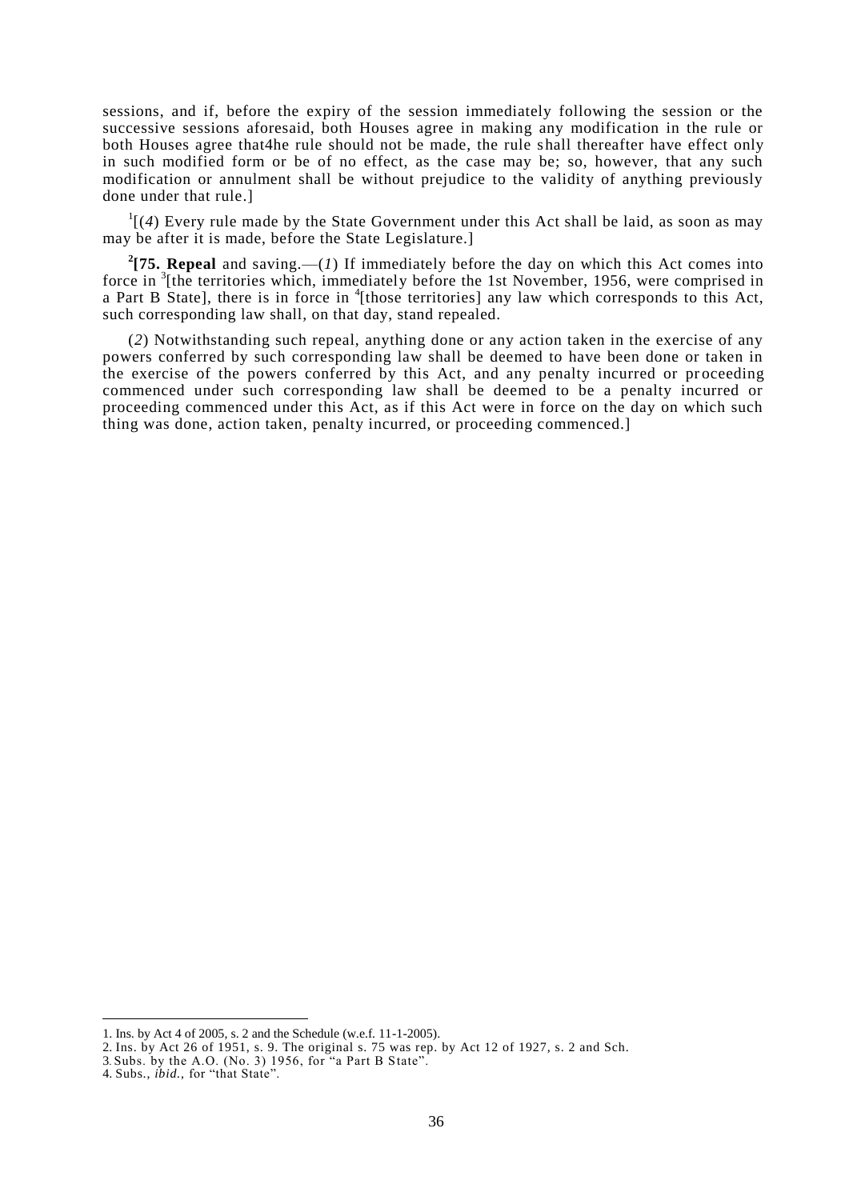sessions, and if, before the expiry of the session immediately following the session or the successive sessions aforesaid, both Houses agree in making any modification in the rule or both Houses agree that4he rule should not be made, the rule shall thereafter have effect only in such modified form or be of no effect, as the case may be; so, however, that any such modification or annulment shall be without prejudice to the validity of anything previously done under that rule.]

[1][(*4*) Every rule made by the State Government under this Act shall be laid, as soon as may may be after it is made, before the State Legislature.]

[2]**[75. Repeal** and saving.—(*1*) If immediately before the day on which this Act comes into force in [3][the territories which, immediately before the 1st November, 1956, were comprised in a Part B State], there is in force in [4][those territories] any law which corresponds to this Act, such corresponding law shall, on that day, stand repealed.

(*2*) Notwithstanding such repeal, anything done or any action taken in the exercise of any powers conferred by such corresponding law shall be deemed to have been done or taken in the exercise of the powers conferred by this Act, and any penalty incurred or proceeding commenced under such corresponding law shall be deemed to be a penalty incurred or proceeding commenced under this Act, as if this Act were in force on the day on which such thing was done, action taken, penalty incurred, or proceeding commenced.]

---

1. Ins. by Act 4 of 2005, s. 2 and the Schedule (w.e.f. 11-1-2005).
2. Ins. by Act 26 of 1951, s. 9. The original s. 75 was rep. by Act 12 of 1927, s. 2 and Sch.
3. Subs. by the A.O. (No. 3) 1956, for "a Part B State".
4. Subs., *ibid.*, for "that State".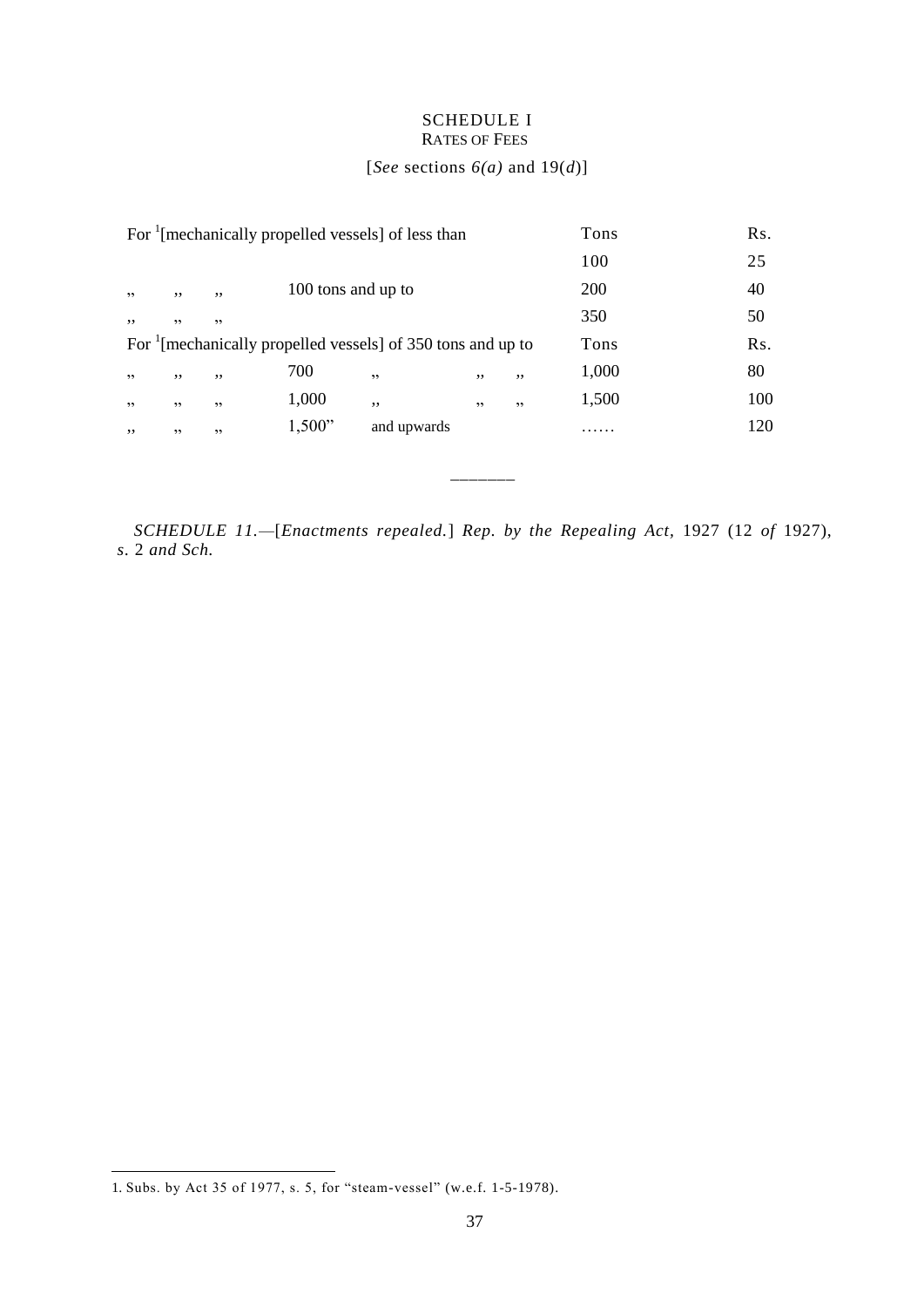## SCHEDULE I

### RATES OF FEES

[*See* sections *6(a)* and 19(*d*)]

| | | | | | | |
|---|---|---|---|---|---|---|
| For [1][mechanically propelled vessels] of less than | | | | | Tons | Rs. |
| | | | | | 100 | 25 |
| ,, ,, ,, | 100 tons and up to | | | | 200 | 40 |
| ,, ,, ,, | | | | | 350 | 50 |
| For [1][mechanically propelled vessels] of 350 tons and up to | | | | | Tons | Rs. |
| ,, ,, ,, | 700 | ,, | ,, | ,, | 1,000 | 80 |
| ,, ,, ,, | 1,000 | ,, | ,, | ,, | 1,500 | 100 |
| ,, ,, ,, | 1,500" | and upwards | | | …… | 120 |

———

*SCHEDULE 11.—*[*Enactments repealed.*] *Rep. by the Repealing Act*, 1927 (12 *of* 1927), *s*. 2 *and Sch.*

---

1. Subs. by Act 35 of 1977, s. 5, for "steam-vessel" (w.e.f. 1-5-1978).